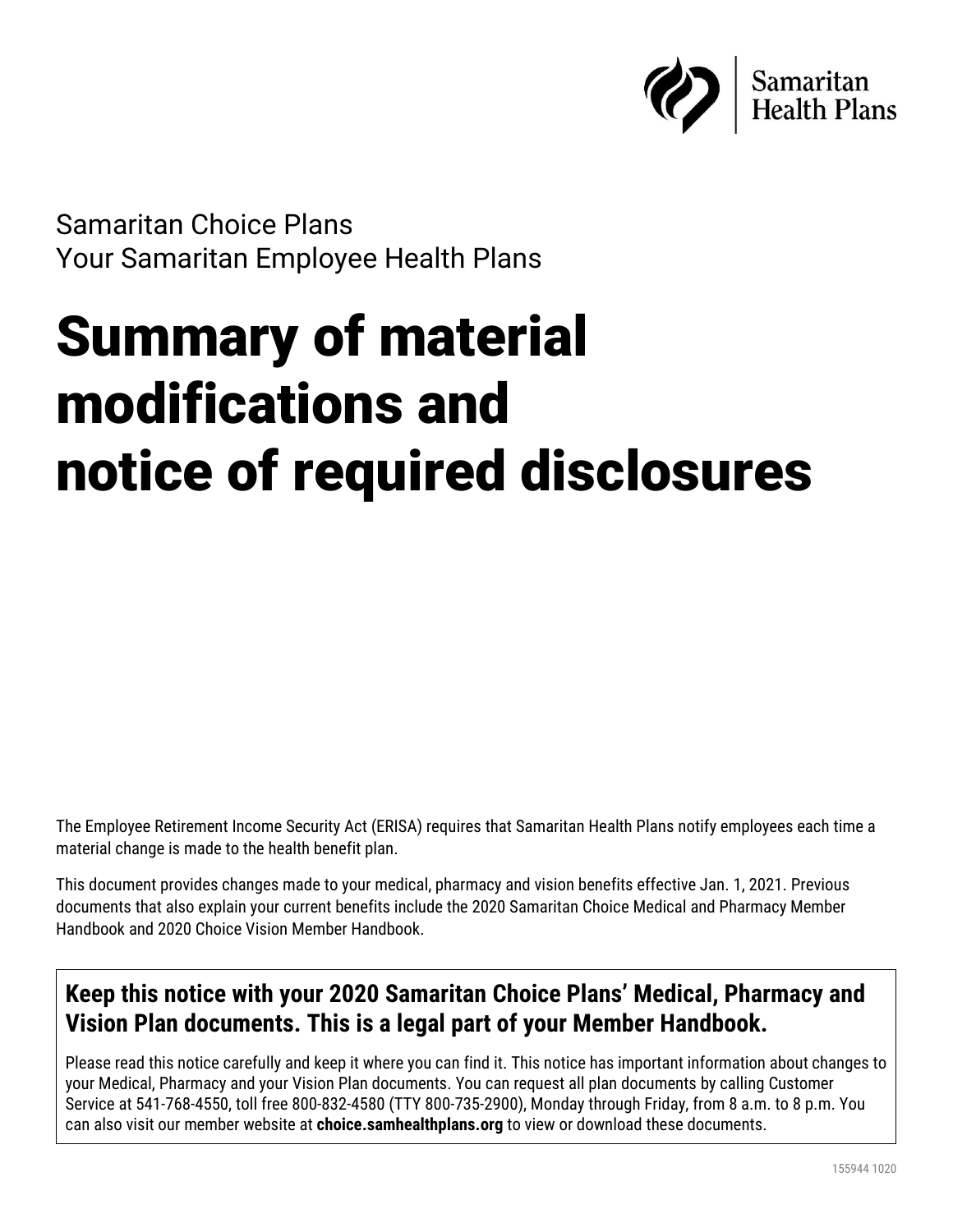Samaritan Health Plans

Samaritan Choice Plans
Your Samaritan Employee Health Plans

# Summary of material modifications and notice of required disclosures

The Employee Retirement Income Security Act (ERISA) requires that Samaritan Health Plans notify employees each time a material change is made to the health benefit plan.

This document provides changes made to your medical, pharmacy and vision benefits effective Jan. 1, 2021. Previous documents that also explain your current benefits include the 2020 Samaritan Choice Medical and Pharmacy Member Handbook and 2020 Choice Vision Member Handbook.

**Keep this notice with your 2020 Samaritan Choice Plans' Medical, Pharmacy and Vision Plan documents. This is a legal part of your Member Handbook.**

Please read this notice carefully and keep it where you can find it. This notice has important information about changes to your Medical, Pharmacy and your Vision Plan documents. You can request all plan documents by calling Customer Service at 541-768-4550, toll free 800-832-4580 (TTY 800-735-2900), Monday through Friday, from 8 a.m. to 8 p.m. You can also visit our member website at **choice.samhealthplans.org** to view or download these documents.

155944 1020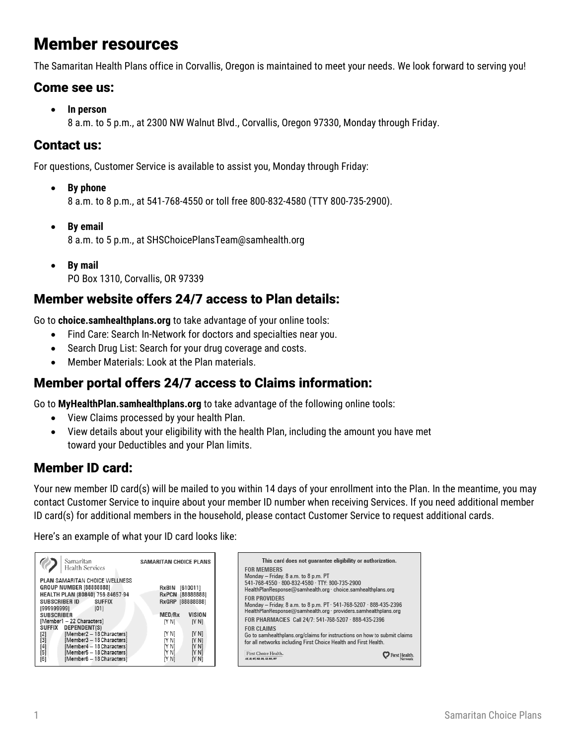# Member resources

The Samaritan Health Plans office in Corvallis, Oregon is maintained to meet your needs. We look forward to serving you!

## Come see us:

- **In person**
  8 a.m. to 5 p.m., at 2300 NW Walnut Blvd., Corvallis, Oregon 97330, Monday through Friday.

## Contact us:

For questions, Customer Service is available to assist you, Monday through Friday:

- **By phone**
  8 a.m. to 8 p.m., at 541-768-4550 or toll free 800-832-4580 (TTY 800-735-2900).

- **By email**
  8 a.m. to 5 p.m., at SHSChoicePlansTeam@samhealth.org

- **By mail**
  PO Box 1310, Corvallis, OR 97339

## Member website offers 24/7 access to Plan details:

Go to **choice.samhealthplans.org** to take advantage of your online tools:

- Find Care: Search In-Network for doctors and specialties near you.
- Search Drug List: Search for your drug coverage and costs.
- Member Materials: Look at the Plan materials.

## Member portal offers 24/7 access to Claims information:

Go to **MyHealthPlan.samhealthplans.org** to take advantage of the following online tools:

- View Claims processed by your health Plan.
- View details about your eligibility with the health Plan, including the amount you have met toward your Deductibles and your Plan limits.

## Member ID card:

Your new member ID card(s) will be mailed to you within 14 days of your enrollment into the Plan. In the meantime, you may contact Customer Service to inquire about your member ID number when receiving Services. If you need additional member ID card(s) for additional members in the household, please contact Customer Service to request additional cards.

Here's an example of what your ID card looks like:

Samaritan Health Services — SAMARITAN CHOICE PLANS

PLAN SAMARITAN CHOICE WELLNESS
GROUP NUMBER [88888888]
HEALTH PLAN (80840) 756-84657-94
SUBSCRIBER ID [999999999] SUFFIX [01]

RxBIN [610011]
RxPCN [88888888]
RxGRP [88888888]

| SUBSCRIBER | | MED/Rx | VISION |
|---|---|---|---|
| [Member1 – 22 Characters] | | [Y N] | [Y N] |
| SUFFIX | DEPENDENT(S) | | |
| [2] | [Member2 – 18 Characters] | [Y N] | [Y N] |
| [3] | [Member3 – 18 Characters] | [Y N] | [Y N] |
| [4] | [Member4 – 18 Characters] | [Y N] | [Y N] |
| [5] | [Member5 – 18 Characters] | [Y N] | [Y N] |
| [6] | [Member6 – 18 Characters] | [Y N] | [Y N] |

This card does not guarantee eligibility or authorization.

FOR MEMBERS
Monday – Friday, 8 a.m. to 8 p.m. PT
541-768-4550 · 800-832-4580 · TTY: 800-735-2900
HealthPlanResponse@samhealth.org · choice.samhealthplans.org

FOR PROVIDERS
Monday – Friday, 8 a.m. to 8 p.m. PT · 541-768-5207 · 888-435-2396
HealthPlanResponse@samhealth.org · providers.samhealthplans.org

FOR PHARMACIES Call 24/7: 541-768-5207 · 888-435-2396

FOR CLAIMS
Go to samhealthplans.org/claims for instructions on how to submit claims for all networks including First Choice Health and First Health.

First Choice Health · First Health Network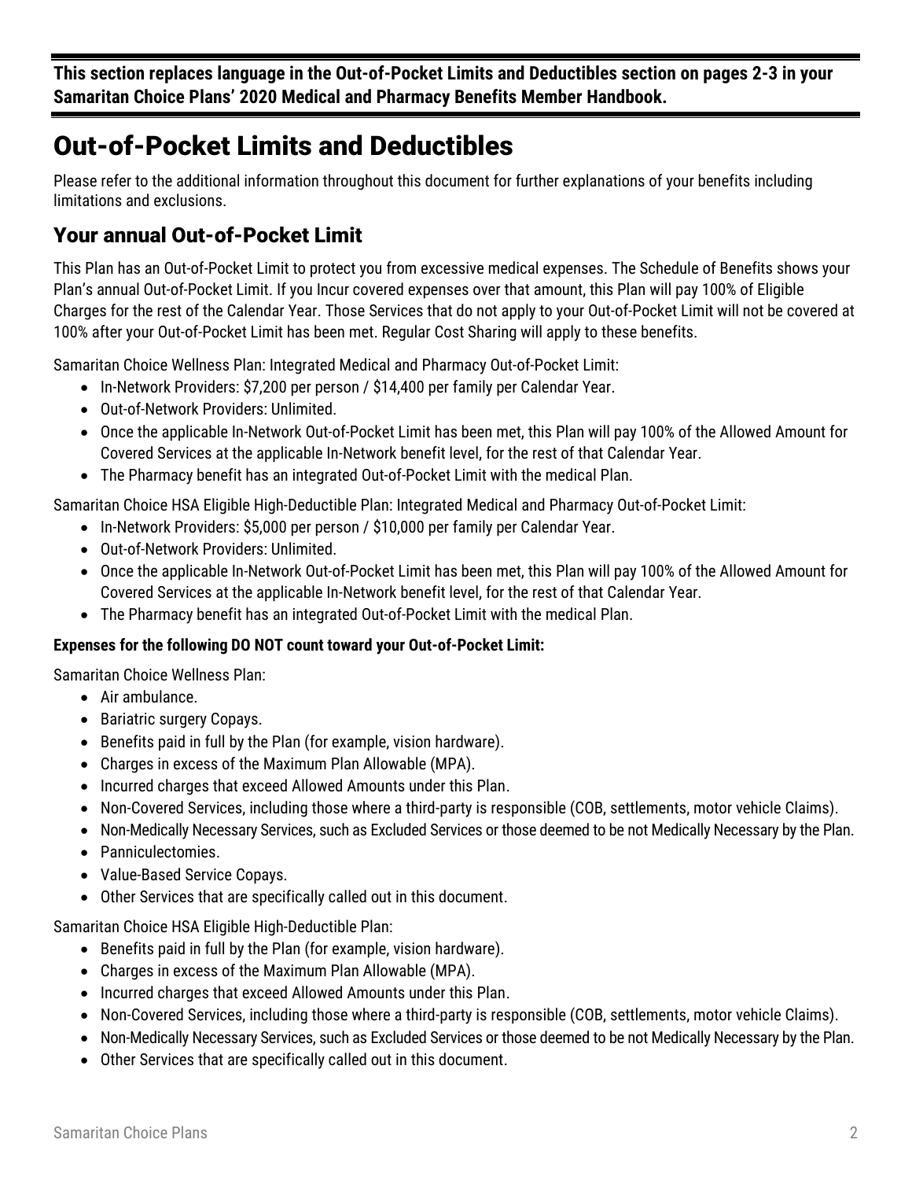**This section replaces language in the Out-of-Pocket Limits and Deductibles section on pages 2-3 in your Samaritan Choice Plans' 2020 Medical and Pharmacy Benefits Member Handbook.**

# Out-of-Pocket Limits and Deductibles

Please refer to the additional information throughout this document for further explanations of your benefits including limitations and exclusions.

## Your annual Out-of-Pocket Limit

This Plan has an Out-of-Pocket Limit to protect you from excessive medical expenses. The Schedule of Benefits shows your Plan's annual Out-of-Pocket Limit. If you Incur covered expenses over that amount, this Plan will pay 100% of Eligible Charges for the rest of the Calendar Year. Those Services that do not apply to your Out-of-Pocket Limit will not be covered at 100% after your Out-of-Pocket Limit has been met. Regular Cost Sharing will apply to these benefits.

Samaritan Choice Wellness Plan: Integrated Medical and Pharmacy Out-of-Pocket Limit:

- In-Network Providers: $7,200 per person / $14,400 per family per Calendar Year.
- Out-of-Network Providers: Unlimited.
- Once the applicable In-Network Out-of-Pocket Limit has been met, this Plan will pay 100% of the Allowed Amount for Covered Services at the applicable In-Network benefit level, for the rest of that Calendar Year.
- The Pharmacy benefit has an integrated Out-of-Pocket Limit with the medical Plan.

Samaritan Choice HSA Eligible High-Deductible Plan: Integrated Medical and Pharmacy Out-of-Pocket Limit:

- In-Network Providers: $5,000 per person / $10,000 per family per Calendar Year.
- Out-of-Network Providers: Unlimited.
- Once the applicable In-Network Out-of-Pocket Limit has been met, this Plan will pay 100% of the Allowed Amount for Covered Services at the applicable In-Network benefit level, for the rest of that Calendar Year.
- The Pharmacy benefit has an integrated Out-of-Pocket Limit with the medical Plan.

**Expenses for the following DO NOT count toward your Out-of-Pocket Limit:**

Samaritan Choice Wellness Plan:

- Air ambulance.
- Bariatric surgery Copays.
- Benefits paid in full by the Plan (for example, vision hardware).
- Charges in excess of the Maximum Plan Allowable (MPA).
- Incurred charges that exceed Allowed Amounts under this Plan.
- Non-Covered Services, including those where a third-party is responsible (COB, settlements, motor vehicle Claims).
- Non-Medically Necessary Services, such as Excluded Services or those deemed to be not Medically Necessary by the Plan.
- Panniculectomies.
- Value-Based Service Copays.
- Other Services that are specifically called out in this document.

Samaritan Choice HSA Eligible High-Deductible Plan:

- Benefits paid in full by the Plan (for example, vision hardware).
- Charges in excess of the Maximum Plan Allowable (MPA).
- Incurred charges that exceed Allowed Amounts under this Plan.
- Non-Covered Services, including those where a third-party is responsible (COB, settlements, motor vehicle Claims).
- Non-Medically Necessary Services, such as Excluded Services or those deemed to be not Medically Necessary by the Plan.
- Other Services that are specifically called out in this document.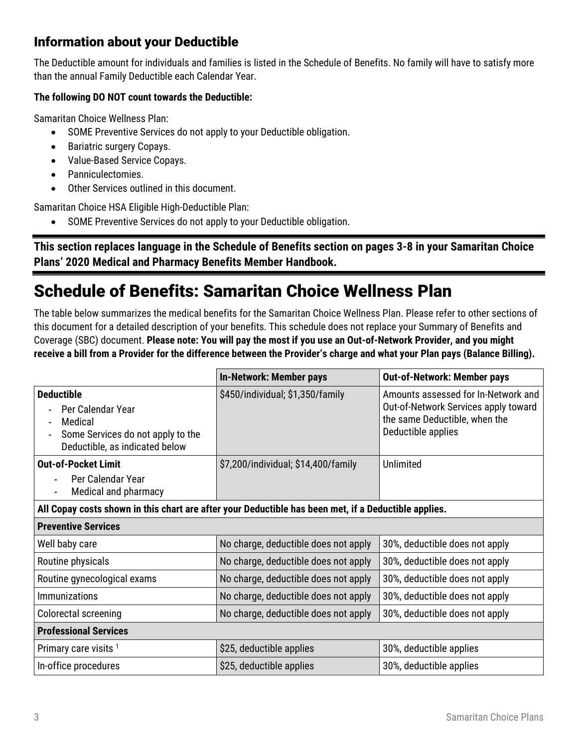## Information about your Deductible

The Deductible amount for individuals and families is listed in the Schedule of Benefits. No family will have to satisfy more than the annual Family Deductible each Calendar Year.

**The following DO NOT count towards the Deductible:**

Samaritan Choice Wellness Plan:

- SOME Preventive Services do not apply to your Deductible obligation.
- Bariatric surgery Copays.
- Value-Based Service Copays.
- Panniculectomies.
- Other Services outlined in this document.

Samaritan Choice HSA Eligible High-Deductible Plan:

- SOME Preventive Services do not apply to your Deductible obligation.

**This section replaces language in the Schedule of Benefits section on pages 3-8 in your Samaritan Choice Plans' 2020 Medical and Pharmacy Benefits Member Handbook.**

# Schedule of Benefits: Samaritan Choice Wellness Plan

The table below summarizes the medical benefits for the Samaritan Choice Wellness Plan. Please refer to other sections of this document for a detailed description of your benefits. This schedule does not replace your Summary of Benefits and Coverage (SBC) document. **Please note: You will pay the most if you use an Out-of-Network Provider, and you might receive a bill from a Provider for the difference between the Provider's charge and what your Plan pays (Balance Billing).**

| | **In-Network: Member pays** | **Out-of-Network: Member pays** |
|---|---|---|
| **Deductible**<br>- Per Calendar Year<br>- Medical<br>- Some Services do not apply to the Deductible, as indicated below | $450/individual; $1,350/family | Amounts assessed for In-Network and Out-of-Network Services apply toward the same Deductible, when the Deductible applies |
| **Out-of-Pocket Limit**<br>- Per Calendar Year<br>- Medical and pharmacy | $7,200/individual; $14,400/family | Unlimited |
| **All Copay costs shown in this chart are after your Deductible has been met, if a Deductible applies.** | | |
| **Preventive Services** | | |
| Well baby care | No charge, deductible does not apply | 30%, deductible does not apply |
| Routine physicals | No charge, deductible does not apply | 30%, deductible does not apply |
| Routine gynecological exams | No charge, deductible does not apply | 30%, deductible does not apply |
| Immunizations | No charge, deductible does not apply | 30%, deductible does not apply |
| Colorectal screening | No charge, deductible does not apply | 30%, deductible does not apply |
| **Professional Services** | | |
| Primary care visits [1] | $25, deductible applies | 30%, deductible applies |
| In-office procedures | $25, deductible applies | 30%, deductible applies |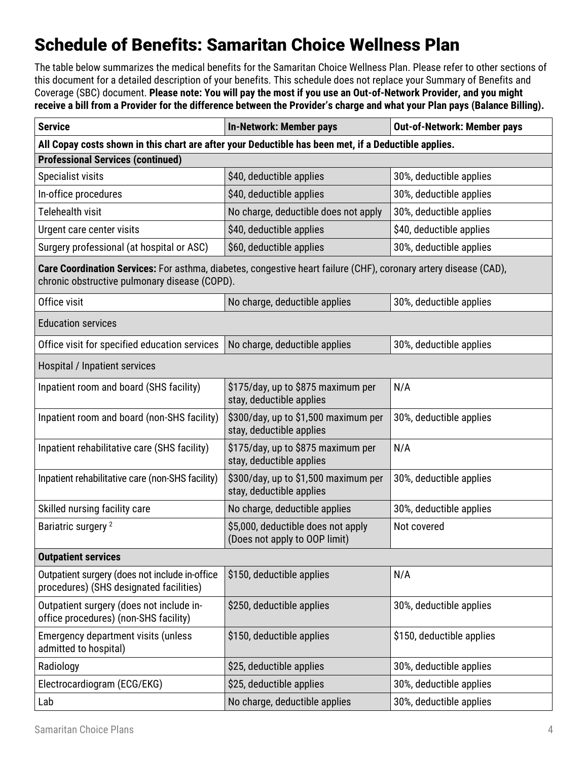# Schedule of Benefits: Samaritan Choice Wellness Plan

The table below summarizes the medical benefits for the Samaritan Choice Wellness Plan. Please refer to other sections of this document for a detailed description of your benefits. This schedule does not replace your Summary of Benefits and Coverage (SBC) document. **Please note: You will pay the most if you use an Out-of-Network Provider, and you might receive a bill from a Provider for the difference between the Provider's charge and what your Plan pays (Balance Billing).**

| Service | In-Network: Member pays | Out-of-Network: Member pays |
|---|---|---|
| **All Copay costs shown in this chart are after your Deductible has been met, if a Deductible applies.** | | |
| **Professional Services (continued)** | | |
| Specialist visits | $40, deductible applies | 30%, deductible applies |
| In-office procedures | $40, deductible applies | 30%, deductible applies |
| Telehealth visit | No charge, deductible does not apply | 30%, deductible applies |
| Urgent care center visits | $40, deductible applies | $40, deductible applies |
| Surgery professional (at hospital or ASC) | $60, deductible applies | 30%, deductible applies |
| **Care Coordination Services:** For asthma, diabetes, congestive heart failure (CHF), coronary artery disease (CAD), chronic obstructive pulmonary disease (COPD). | | |
| Office visit | No charge, deductible applies | 30%, deductible applies |
| Education services | | |
| Office visit for specified education services | No charge, deductible applies | 30%, deductible applies |
| Hospital / Inpatient services | | |
| Inpatient room and board (SHS facility) | $175/day, up to $875 maximum per stay, deductible applies | N/A |
| Inpatient room and board (non-SHS facility) | $300/day, up to $1,500 maximum per stay, deductible applies | 30%, deductible applies |
| Inpatient rehabilitative care (SHS facility) | $175/day, up to $875 maximum per stay, deductible applies | N/A |
| Inpatient rehabilitative care (non-SHS facility) | $300/day, up to $1,500 maximum per stay, deductible applies | 30%, deductible applies |
| Skilled nursing facility care | No charge, deductible applies | 30%, deductible applies |
| Bariatric surgery [2] | $5,000, deductible does not apply (Does not apply to OOP limit) | Not covered |
| **Outpatient services** | | |
| Outpatient surgery (does not include in-office procedures) (SHS designated facilities) | $150, deductible applies | N/A |
| Outpatient surgery (does not include in-office procedures) (non-SHS facility) | $250, deductible applies | 30%, deductible applies |
| Emergency department visits (unless admitted to hospital) | $150, deductible applies | $150, deductible applies |
| Radiology | $25, deductible applies | 30%, deductible applies |
| Electrocardiogram (ECG/EKG) | $25, deductible applies | 30%, deductible applies |
| Lab | No charge, deductible applies | 30%, deductible applies |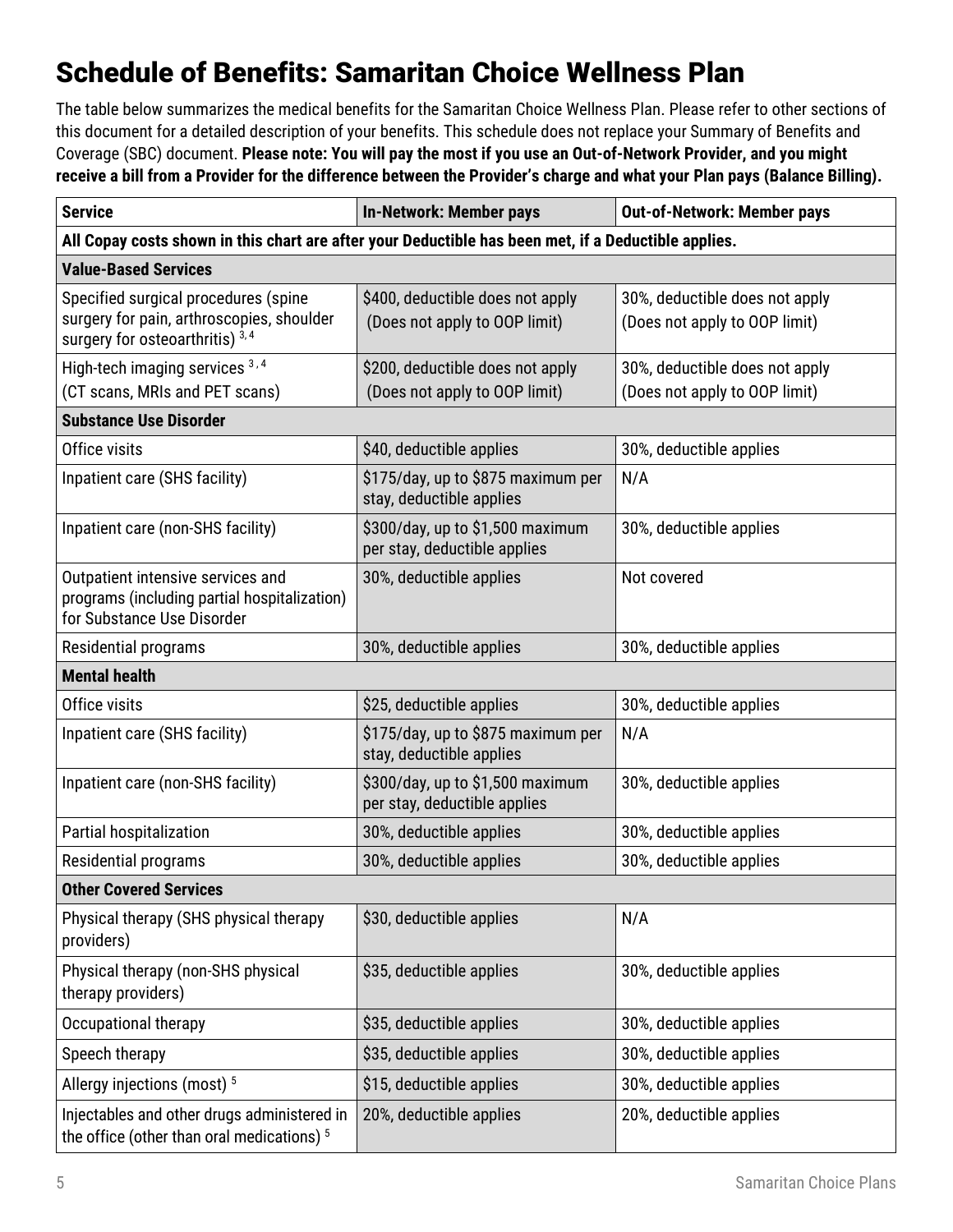# Schedule of Benefits: Samaritan Choice Wellness Plan

The table below summarizes the medical benefits for the Samaritan Choice Wellness Plan. Please refer to other sections of this document for a detailed description of your benefits. This schedule does not replace your Summary of Benefits and Coverage (SBC) document. **Please note: You will pay the most if you use an Out-of-Network Provider, and you might receive a bill from a Provider for the difference between the Provider's charge and what your Plan pays (Balance Billing).**

| Service | In-Network: Member pays | Out-of-Network: Member pays |
|---|---|---|
| **All Copay costs shown in this chart are after your Deductible has been met, if a Deductible applies.** | | |
| **Value-Based Services** | | |
| Specified surgical procedures (spine surgery for pain, arthroscopies, shoulder surgery for osteoarthritis) [3,4] | \$400, deductible does not apply (Does not apply to OOP limit) | 30%, deductible does not apply (Does not apply to OOP limit) |
| High-tech imaging services [3,4] (CT scans, MRIs and PET scans) | \$200, deductible does not apply (Does not apply to OOP limit) | 30%, deductible does not apply (Does not apply to OOP limit) |
| **Substance Use Disorder** | | |
| Office visits | \$40, deductible applies | 30%, deductible applies |
| Inpatient care (SHS facility) | \$175/day, up to \$875 maximum per stay, deductible applies | N/A |
| Inpatient care (non-SHS facility) | \$300/day, up to \$1,500 maximum per stay, deductible applies | 30%, deductible applies |
| Outpatient intensive services and programs (including partial hospitalization) for Substance Use Disorder | 30%, deductible applies | Not covered |
| Residential programs | 30%, deductible applies | 30%, deductible applies |
| **Mental health** | | |
| Office visits | \$25, deductible applies | 30%, deductible applies |
| Inpatient care (SHS facility) | \$175/day, up to \$875 maximum per stay, deductible applies | N/A |
| Inpatient care (non-SHS facility) | \$300/day, up to \$1,500 maximum per stay, deductible applies | 30%, deductible applies |
| Partial hospitalization | 30%, deductible applies | 30%, deductible applies |
| Residential programs | 30%, deductible applies | 30%, deductible applies |
| **Other Covered Services** | | |
| Physical therapy (SHS physical therapy providers) | \$30, deductible applies | N/A |
| Physical therapy (non-SHS physical therapy providers) | \$35, deductible applies | 30%, deductible applies |
| Occupational therapy | \$35, deductible applies | 30%, deductible applies |
| Speech therapy | \$35, deductible applies | 30%, deductible applies |
| Allergy injections (most) [5] | \$15, deductible applies | 30%, deductible applies |
| Injectables and other drugs administered in the office (other than oral medications) [5] | 20%, deductible applies | 20%, deductible applies |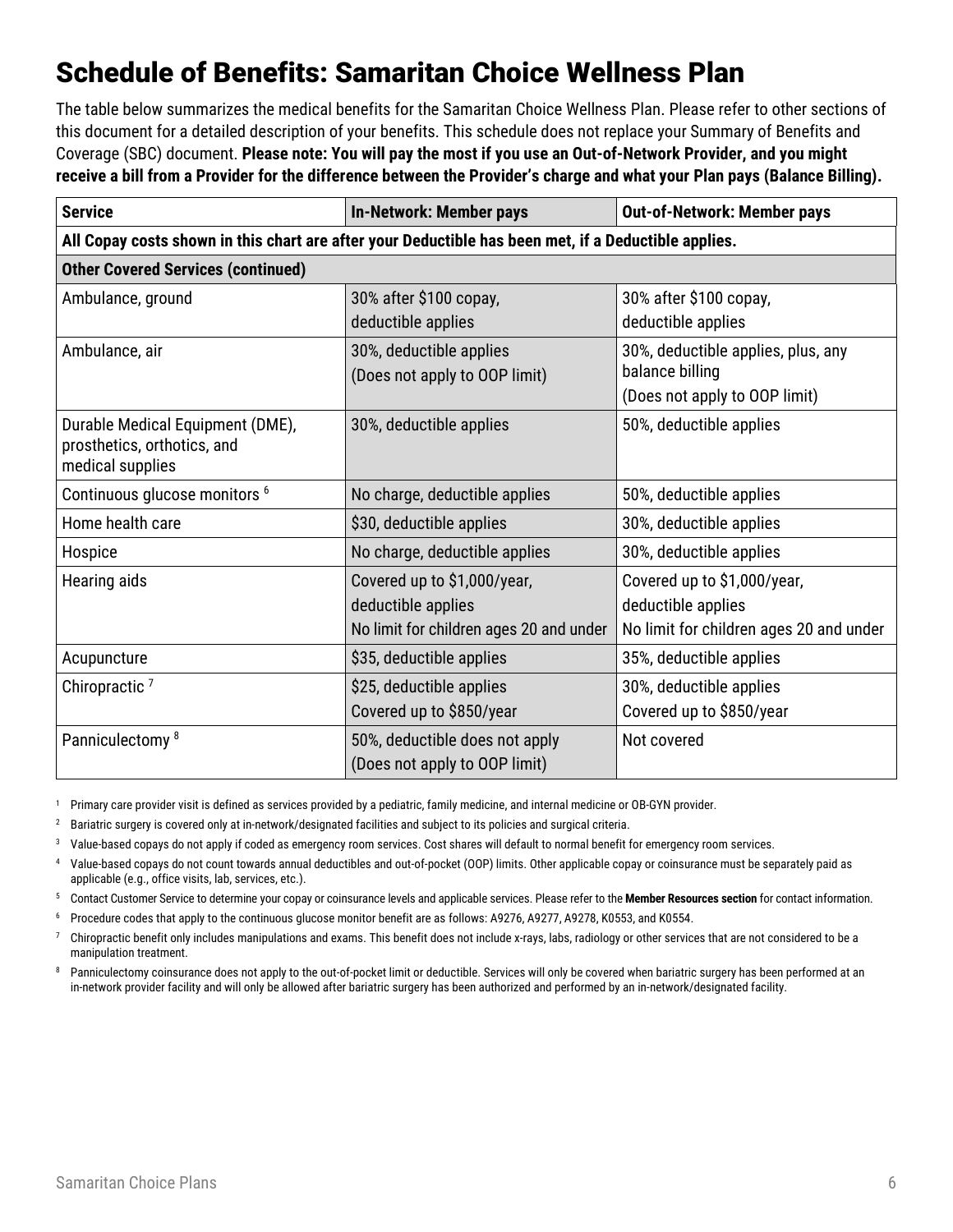# Schedule of Benefits: Samaritan Choice Wellness Plan

The table below summarizes the medical benefits for the Samaritan Choice Wellness Plan. Please refer to other sections of this document for a detailed description of your benefits. This schedule does not replace your Summary of Benefits and Coverage (SBC) document. **Please note: You will pay the most if you use an Out-of-Network Provider, and you might receive a bill from a Provider for the difference between the Provider's charge and what your Plan pays (Balance Billing).**

| Service | In-Network: Member pays | Out-of-Network: Member pays |
|---|---|---|
| **All Copay costs shown in this chart are after your Deductible has been met, if a Deductible applies.** | | |
| **Other Covered Services (continued)** | | |
| Ambulance, ground | 30% after $100 copay, deductible applies | 30% after $100 copay, deductible applies |
| Ambulance, air | 30%, deductible applies (Does not apply to OOP limit) | 30%, deductible applies, plus, any balance billing (Does not apply to OOP limit) |
| Durable Medical Equipment (DME), prosthetics, orthotics, and medical supplies | 30%, deductible applies | 50%, deductible applies |
| Continuous glucose monitors [6] | No charge, deductible applies | 50%, deductible applies |
| Home health care | $30, deductible applies | 30%, deductible applies |
| Hospice | No charge, deductible applies | 30%, deductible applies |
| Hearing aids | Covered up to $1,000/year, deductible applies No limit for children ages 20 and under | Covered up to $1,000/year, deductible applies No limit for children ages 20 and under |
| Acupuncture | $35, deductible applies | 35%, deductible applies |
| Chiropractic [7] | $25, deductible applies Covered up to $850/year | 30%, deductible applies Covered up to $850/year |
| Panniculectomy [8] | 50%, deductible does not apply (Does not apply to OOP limit) | Not covered |

[1] Primary care provider visit is defined as services provided by a pediatric, family medicine, and internal medicine or OB-GYN provider.

[2] Bariatric surgery is covered only at in-network/designated facilities and subject to its policies and surgical criteria.

[3] Value-based copays do not apply if coded as emergency room services. Cost shares will default to normal benefit for emergency room services.

[4] Value-based copays do not count towards annual deductibles and out-of-pocket (OOP) limits. Other applicable copay or coinsurance must be separately paid as applicable (e.g., office visits, lab, services, etc.).

[5] Contact Customer Service to determine your copay or coinsurance levels and applicable services. Please refer to the **Member Resources section** for contact information.

[6] Procedure codes that apply to the continuous glucose monitor benefit are as follows: A9276, A9277, A9278, K0553, and K0554.

[7] Chiropractic benefit only includes manipulations and exams. This benefit does not include x-rays, labs, radiology or other services that are not considered to be a manipulation treatment.

[8] Panniculectomy coinsurance does not apply to the out-of-pocket limit or deductible. Services will only be covered when bariatric surgery has been performed at an in-network provider facility and will only be allowed after bariatric surgery has been authorized and performed by an in-network/designated facility.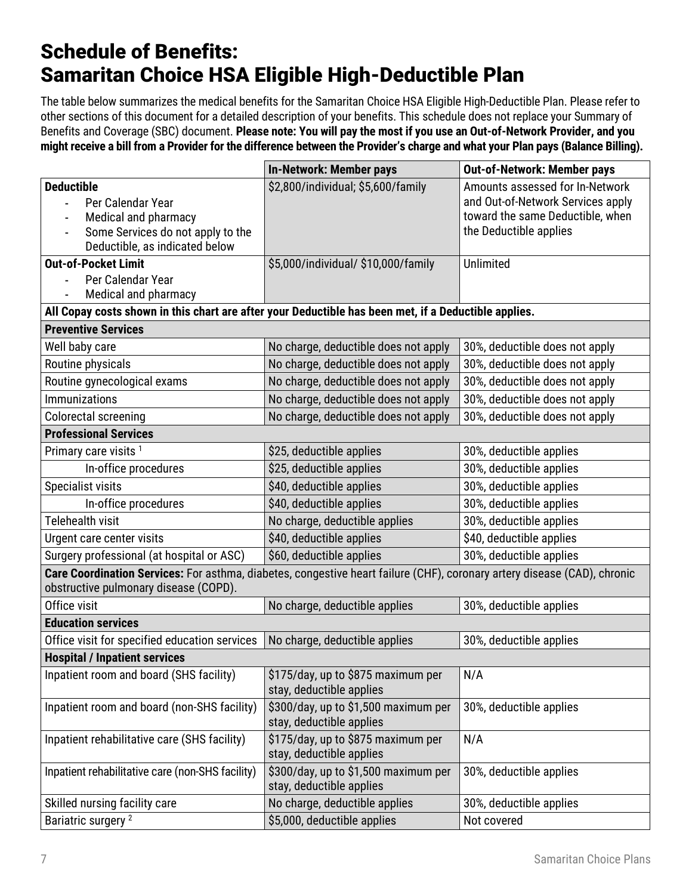# Schedule of Benefits: Samaritan Choice HSA Eligible High-Deductible Plan

The table below summarizes the medical benefits for the Samaritan Choice HSA Eligible High-Deductible Plan. Please refer to other sections of this document for a detailed description of your benefits. This schedule does not replace your Summary of Benefits and Coverage (SBC) document. **Please note: You will pay the most if you use an Out-of-Network Provider, and you might receive a bill from a Provider for the difference between the Provider's charge and what your Plan pays (Balance Billing).**

| | In-Network: Member pays | Out-of-Network: Member pays |
|---|---|---|
| **Deductible**<br>- Per Calendar Year<br>- Medical and pharmacy<br>- Some Services do not apply to the Deductible, as indicated below | \$2,800/individual; \$5,600/family | Amounts assessed for In-Network and Out-of-Network Services apply toward the same Deductible, when the Deductible applies |
| **Out-of-Pocket Limit**<br>- Per Calendar Year<br>- Medical and pharmacy | \$5,000/individual/ \$10,000/family | Unlimited |
| **All Copay costs shown in this chart are after your Deductible has been met, if a Deductible applies.** | | |
| **Preventive Services** | | |
| Well baby care | No charge, deductible does not apply | 30%, deductible does not apply |
| Routine physicals | No charge, deductible does not apply | 30%, deductible does not apply |
| Routine gynecological exams | No charge, deductible does not apply | 30%, deductible does not apply |
| Immunizations | No charge, deductible does not apply | 30%, deductible does not apply |
| Colorectal screening | No charge, deductible does not apply | 30%, deductible does not apply |
| **Professional Services** | | |
| Primary care visits [1] | \$25, deductible applies | 30%, deductible applies |
| In-office procedures | \$25, deductible applies | 30%, deductible applies |
| Specialist visits | \$40, deductible applies | 30%, deductible applies |
| In-office procedures | \$40, deductible applies | 30%, deductible applies |
| Telehealth visit | No charge, deductible applies | 30%, deductible applies |
| Urgent care center visits | \$40, deductible applies | \$40, deductible applies |
| Surgery professional (at hospital or ASC) | \$60, deductible applies | 30%, deductible applies |
| **Care Coordination Services:** For asthma, diabetes, congestive heart failure (CHF), coronary artery disease (CAD), chronic obstructive pulmonary disease (COPD). | | |
| Office visit | No charge, deductible applies | 30%, deductible applies |
| **Education services** | | |
| Office visit for specified education services | No charge, deductible applies | 30%, deductible applies |
| **Hospital / Inpatient services** | | |
| Inpatient room and board (SHS facility) | \$175/day, up to \$875 maximum per stay, deductible applies | N/A |
| Inpatient room and board (non-SHS facility) | \$300/day, up to \$1,500 maximum per stay, deductible applies | 30%, deductible applies |
| Inpatient rehabilitative care (SHS facility) | \$175/day, up to \$875 maximum per stay, deductible applies | N/A |
| Inpatient rehabilitative care (non-SHS facility) | \$300/day, up to \$1,500 maximum per stay, deductible applies | 30%, deductible applies |
| Skilled nursing facility care | No charge, deductible applies | 30%, deductible applies |
| Bariatric surgery [2] | \$5,000, deductible applies | Not covered |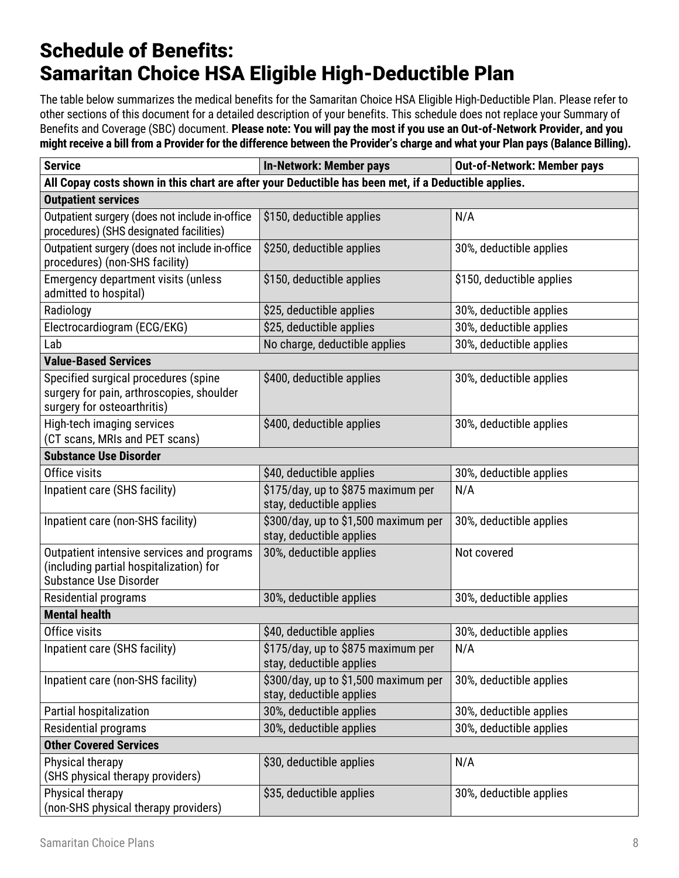# Schedule of Benefits: Samaritan Choice HSA Eligible High-Deductible Plan

The table below summarizes the medical benefits for the Samaritan Choice HSA Eligible High-Deductible Plan. Please refer to other sections of this document for a detailed description of your benefits. This schedule does not replace your Summary of Benefits and Coverage (SBC) document. **Please note: You will pay the most if you use an Out-of-Network Provider, and you might receive a bill from a Provider for the difference between the Provider's charge and what your Plan pays (Balance Billing).**

| Service | In-Network: Member pays | Out-of-Network: Member pays |
|---|---|---|
| **All Copay costs shown in this chart are after your Deductible has been met, if a Deductible applies.** | | |
| **Outpatient services** | | |
| Outpatient surgery (does not include in-office procedures) (SHS designated facilities) | $150, deductible applies | N/A |
| Outpatient surgery (does not include in-office procedures) (non-SHS facility) | $250, deductible applies | 30%, deductible applies |
| Emergency department visits (unless admitted to hospital) | $150, deductible applies | $150, deductible applies |
| Radiology | $25, deductible applies | 30%, deductible applies |
| Electrocardiogram (ECG/EKG) | $25, deductible applies | 30%, deductible applies |
| Lab | No charge, deductible applies | 30%, deductible applies |
| **Value-Based Services** | | |
| Specified surgical procedures (spine surgery for pain, arthroscopies, shoulder surgery for osteoarthritis) | $400, deductible applies | 30%, deductible applies |
| High-tech imaging services (CT scans, MRIs and PET scans) | $400, deductible applies | 30%, deductible applies |
| **Substance Use Disorder** | | |
| Office visits | $40, deductible applies | 30%, deductible applies |
| Inpatient care (SHS facility) | $175/day, up to $875 maximum per stay, deductible applies | N/A |
| Inpatient care (non-SHS facility) | $300/day, up to $1,500 maximum per stay, deductible applies | 30%, deductible applies |
| Outpatient intensive services and programs (including partial hospitalization) for Substance Use Disorder | 30%, deductible applies | Not covered |
| Residential programs | 30%, deductible applies | 30%, deductible applies |
| **Mental health** | | |
| Office visits | $40, deductible applies | 30%, deductible applies |
| Inpatient care (SHS facility) | $175/day, up to $875 maximum per stay, deductible applies | N/A |
| Inpatient care (non-SHS facility) | $300/day, up to $1,500 maximum per stay, deductible applies | 30%, deductible applies |
| Partial hospitalization | 30%, deductible applies | 30%, deductible applies |
| Residential programs | 30%, deductible applies | 30%, deductible applies |
| **Other Covered Services** | | |
| Physical therapy (SHS physical therapy providers) | $30, deductible applies | N/A |
| Physical therapy (non-SHS physical therapy providers) | $35, deductible applies | 30%, deductible applies |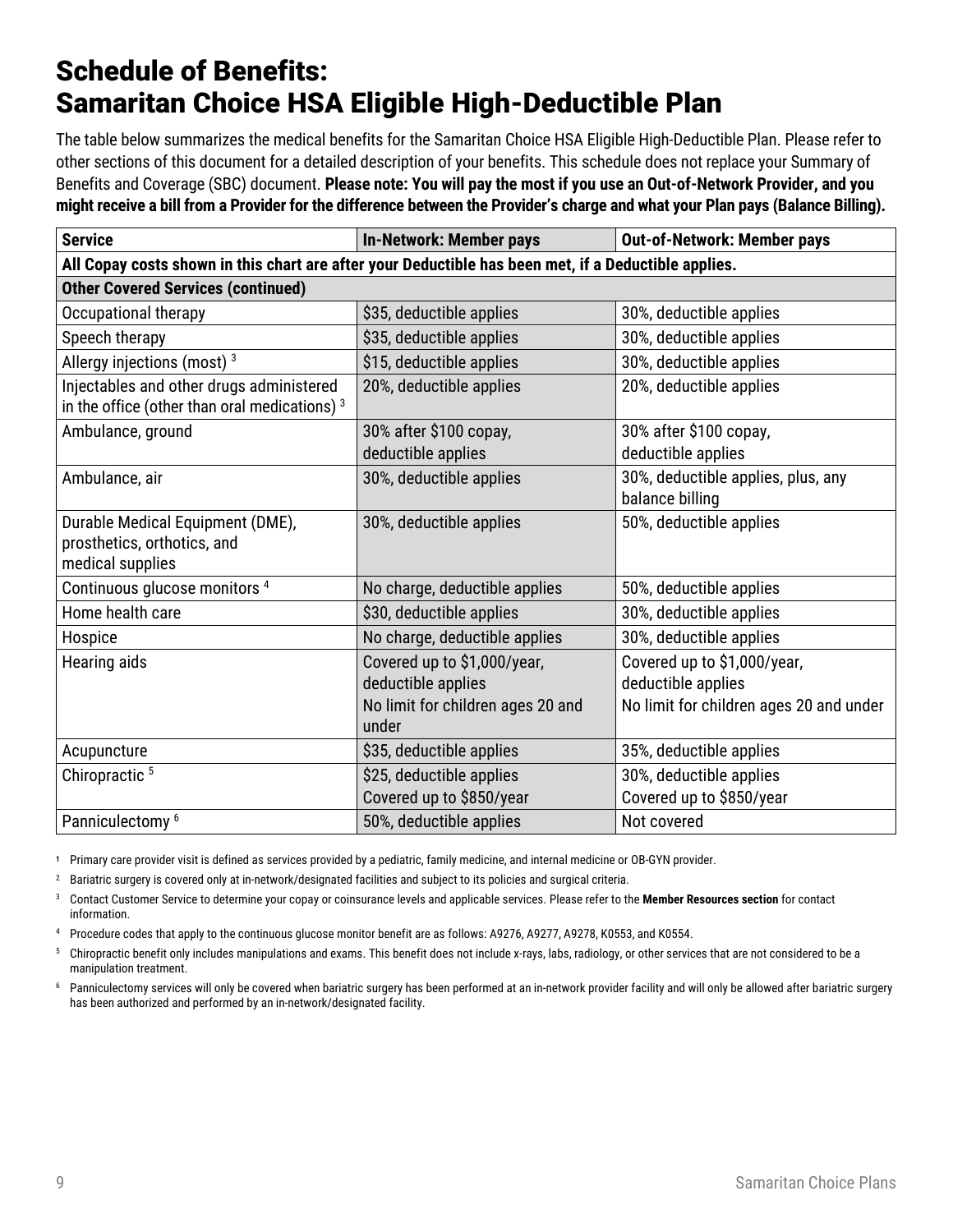# Schedule of Benefits: Samaritan Choice HSA Eligible High-Deductible Plan

The table below summarizes the medical benefits for the Samaritan Choice HSA Eligible High-Deductible Plan. Please refer to other sections of this document for a detailed description of your benefits. This schedule does not replace your Summary of Benefits and Coverage (SBC) document. **Please note: You will pay the most if you use an Out-of-Network Provider, and you might receive a bill from a Provider for the difference between the Provider's charge and what your Plan pays (Balance Billing).**

| Service | In-Network: Member pays | Out-of-Network: Member pays |
|---|---|---|
| **All Copay costs shown in this chart are after your Deductible has been met, if a Deductible applies.** | | |
| **Other Covered Services (continued)** | | |
| Occupational therapy | $35, deductible applies | 30%, deductible applies |
| Speech therapy | $35, deductible applies | 30%, deductible applies |
| Allergy injections (most) [3] | $15, deductible applies | 30%, deductible applies |
| Injectables and other drugs administered in the office (other than oral medications) [3] | 20%, deductible applies | 20%, deductible applies |
| Ambulance, ground | 30% after $100 copay, deductible applies | 30% after $100 copay, deductible applies |
| Ambulance, air | 30%, deductible applies | 30%, deductible applies, plus, any balance billing |
| Durable Medical Equipment (DME), prosthetics, orthotics, and medical supplies | 30%, deductible applies | 50%, deductible applies |
| Continuous glucose monitors [4] | No charge, deductible applies | 50%, deductible applies |
| Home health care | $30, deductible applies | 30%, deductible applies |
| Hospice | No charge, deductible applies | 30%, deductible applies |
| Hearing aids | Covered up to $1,000/year, deductible applies<br>No limit for children ages 20 and under | Covered up to $1,000/year, deductible applies<br>No limit for children ages 20 and under |
| Acupuncture | $35, deductible applies | 35%, deductible applies |
| Chiropractic [5] | $25, deductible applies<br>Covered up to $850/year | 30%, deductible applies<br>Covered up to $850/year |
| Panniculectomy [6] | 50%, deductible applies | Not covered |

1 Primary care provider visit is defined as services provided by a pediatric, family medicine, and internal medicine or OB-GYN provider.

2 Bariatric surgery is covered only at in-network/designated facilities and subject to its policies and surgical criteria.

3 Contact Customer Service to determine your copay or coinsurance levels and applicable services. Please refer to the **Member Resources section** for contact information.

4 Procedure codes that apply to the continuous glucose monitor benefit are as follows: A9276, A9277, A9278, K0553, and K0554.

5 Chiropractic benefit only includes manipulations and exams. This benefit does not include x-rays, labs, radiology, or other services that are not considered to be a manipulation treatment.

6 Panniculectomy services will only be covered when bariatric surgery has been performed at an in-network provider facility and will only be allowed after bariatric surgery has been authorized and performed by an in-network/designated facility.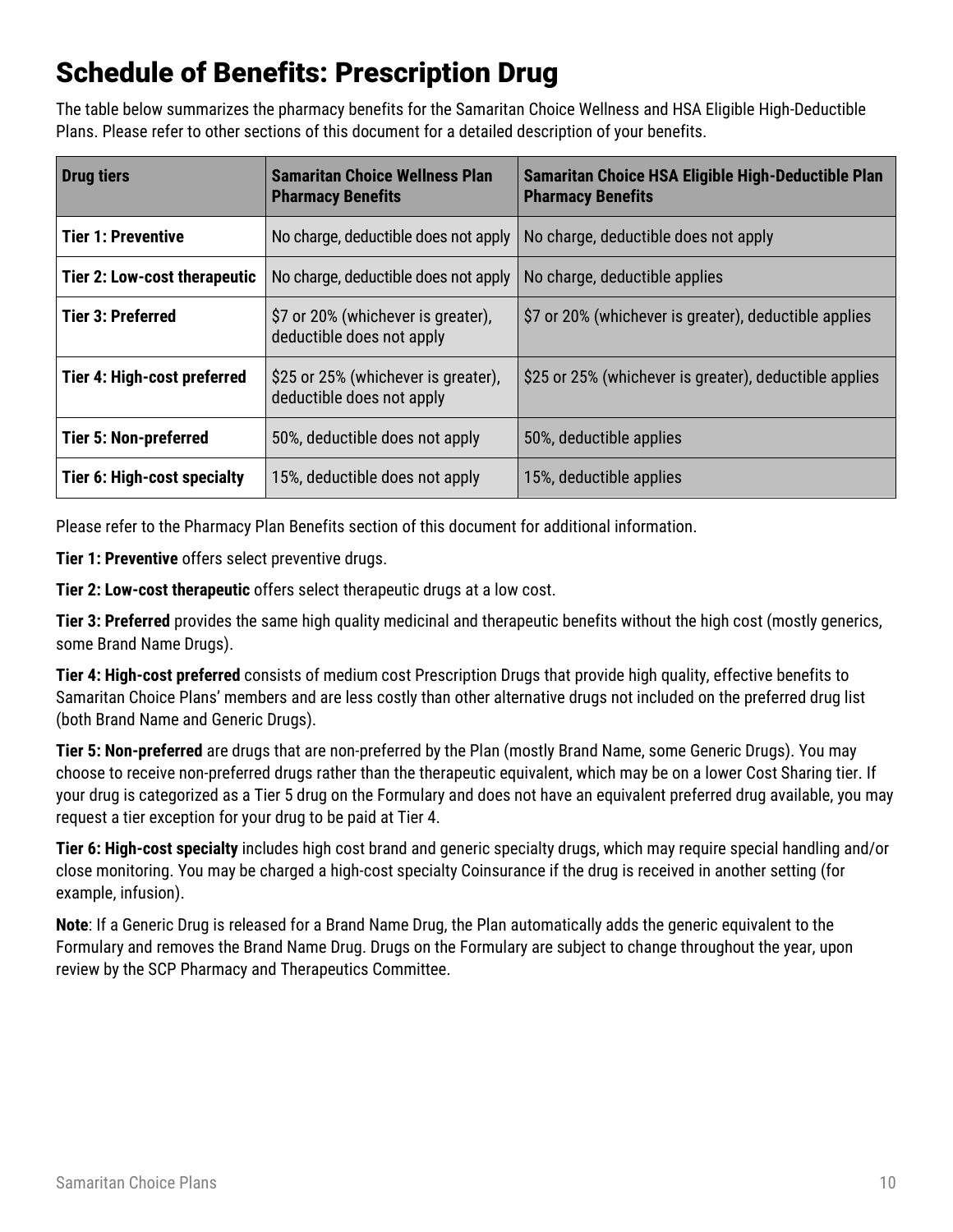# Schedule of Benefits: Prescription Drug

The table below summarizes the pharmacy benefits for the Samaritan Choice Wellness and HSA Eligible High-Deductible Plans. Please refer to other sections of this document for a detailed description of your benefits.

| Drug tiers | Samaritan Choice Wellness Plan Pharmacy Benefits | Samaritan Choice HSA Eligible High-Deductible Plan Pharmacy Benefits |
|---|---|---|
| **Tier 1: Preventive** | No charge, deductible does not apply | No charge, deductible does not apply |
| **Tier 2: Low-cost therapeutic** | No charge, deductible does not apply | No charge, deductible applies |
| **Tier 3: Preferred** | $7 or 20% (whichever is greater), deductible does not apply | $7 or 20% (whichever is greater), deductible applies |
| **Tier 4: High-cost preferred** | $25 or 25% (whichever is greater), deductible does not apply | $25 or 25% (whichever is greater), deductible applies |
| **Tier 5: Non-preferred** | 50%, deductible does not apply | 50%, deductible applies |
| **Tier 6: High-cost specialty** | 15%, deductible does not apply | 15%, deductible applies |

Please refer to the Pharmacy Plan Benefits section of this document for additional information.

**Tier 1: Preventive** offers select preventive drugs.

**Tier 2: Low-cost therapeutic** offers select therapeutic drugs at a low cost.

**Tier 3: Preferred** provides the same high quality medicinal and therapeutic benefits without the high cost (mostly generics, some Brand Name Drugs).

**Tier 4: High-cost preferred** consists of medium cost Prescription Drugs that provide high quality, effective benefits to Samaritan Choice Plans' members and are less costly than other alternative drugs not included on the preferred drug list (both Brand Name and Generic Drugs).

**Tier 5: Non-preferred** are drugs that are non-preferred by the Plan (mostly Brand Name, some Generic Drugs). You may choose to receive non-preferred drugs rather than the therapeutic equivalent, which may be on a lower Cost Sharing tier. If your drug is categorized as a Tier 5 drug on the Formulary and does not have an equivalent preferred drug available, you may request a tier exception for your drug to be paid at Tier 4.

**Tier 6: High-cost specialty** includes high cost brand and generic specialty drugs, which may require special handling and/or close monitoring. You may be charged a high-cost specialty Coinsurance if the drug is received in another setting (for example, infusion).

**Note**: If a Generic Drug is released for a Brand Name Drug, the Plan automatically adds the generic equivalent to the Formulary and removes the Brand Name Drug. Drugs on the Formulary are subject to change throughout the year, upon review by the SCP Pharmacy and Therapeutics Committee.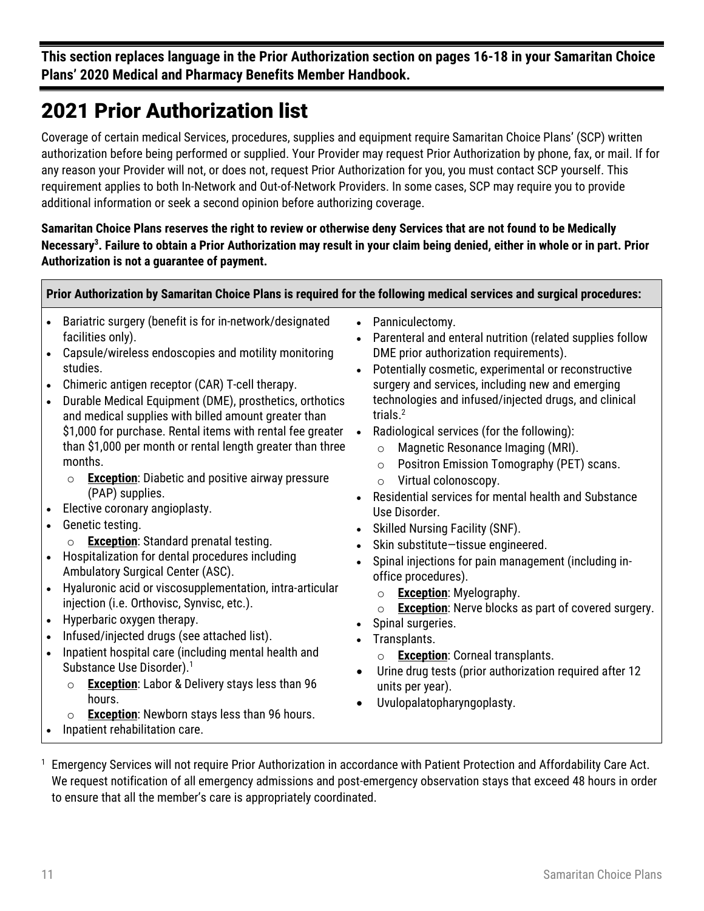**This section replaces language in the Prior Authorization section on pages 16-18 in your Samaritan Choice Plans' 2020 Medical and Pharmacy Benefits Member Handbook.**

# 2021 Prior Authorization list

Coverage of certain medical Services, procedures, supplies and equipment require Samaritan Choice Plans' (SCP) written authorization before being performed or supplied. Your Provider may request Prior Authorization by phone, fax, or mail. If for any reason your Provider will not, or does not, request Prior Authorization for you, you must contact SCP yourself. This requirement applies to both In-Network and Out-of-Network Providers. In some cases, SCP may require you to provide additional information or seek a second opinion before authorizing coverage.

**Samaritan Choice Plans reserves the right to review or otherwise deny Services that are not found to be Medically Necessary[3]. Failure to obtain a Prior Authorization may result in your claim being denied, either in whole or in part. Prior Authorization is not a guarantee of payment.**

**Prior Authorization by Samaritan Choice Plans is required for the following medical services and surgical procedures:**

- Bariatric surgery (benefit is for in-network/designated facilities only).
- Capsule/wireless endoscopies and motility monitoring studies.
- Chimeric antigen receptor (CAR) T-cell therapy.
- Durable Medical Equipment (DME), prosthetics, orthotics and medical supplies with billed amount greater than $1,000 for purchase. Rental items with rental fee greater than $1,000 per month or rental length greater than three months.
  - **Exception**: Diabetic and positive airway pressure (PAP) supplies.
- Elective coronary angioplasty.
- Genetic testing.
  - **Exception**: Standard prenatal testing.
- Hospitalization for dental procedures including Ambulatory Surgical Center (ASC).
- Hyaluronic acid or viscosupplementation, intra-articular injection (i.e. Orthovisc, Synvisc, etc.).
- Hyperbaric oxygen therapy.
- Infused/injected drugs (see attached list).
- Inpatient hospital care (including mental health and Substance Use Disorder).[1]
  - **Exception**: Labor & Delivery stays less than 96 hours.
  - **Exception**: Newborn stays less than 96 hours.
- Inpatient rehabilitation care.
- Panniculectomy.
- Parenteral and enteral nutrition (related supplies follow DME prior authorization requirements).
- Potentially cosmetic, experimental or reconstructive surgery and services, including new and emerging technologies and infused/injected drugs, and clinical trials.[2]
- Radiological services (for the following):
  - Magnetic Resonance Imaging (MRI).
  - Positron Emission Tomography (PET) scans.
  - Virtual colonoscopy.
- Residential services for mental health and Substance Use Disorder.
- Skilled Nursing Facility (SNF).
- Skin substitute—tissue engineered.
- Spinal injections for pain management (including in-office procedures).
  - **Exception**: Myelography.
  - **Exception**: Nerve blocks as part of covered surgery.
- Spinal surgeries.
- Transplants.
  - **Exception**: Corneal transplants.
- Urine drug tests (prior authorization required after 12 units per year).
- Uvulopalatopharyngoplasty.

[1] Emergency Services will not require Prior Authorization in accordance with Patient Protection and Affordability Care Act. We request notification of all emergency admissions and post-emergency observation stays that exceed 48 hours in order to ensure that all the member's care is appropriately coordinated.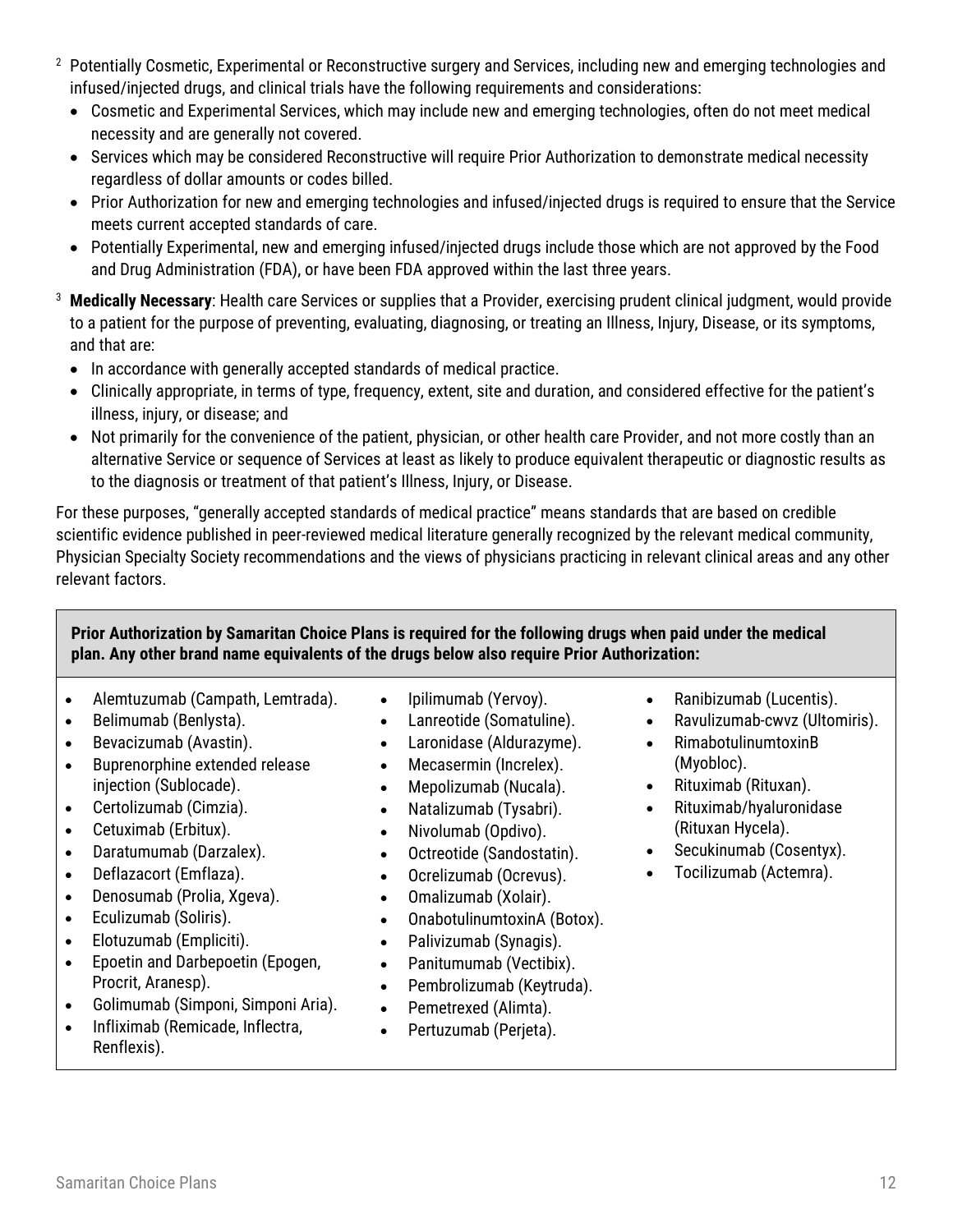[2] Potentially Cosmetic, Experimental or Reconstructive surgery and Services, including new and emerging technologies and infused/injected drugs, and clinical trials have the following requirements and considerations:

- Cosmetic and Experimental Services, which may include new and emerging technologies, often do not meet medical necessity and are generally not covered.
- Services which may be considered Reconstructive will require Prior Authorization to demonstrate medical necessity regardless of dollar amounts or codes billed.
- Prior Authorization for new and emerging technologies and infused/injected drugs is required to ensure that the Service meets current accepted standards of care.
- Potentially Experimental, new and emerging infused/injected drugs include those which are not approved by the Food and Drug Administration (FDA), or have been FDA approved within the last three years.

[3] **Medically Necessary**: Health care Services or supplies that a Provider, exercising prudent clinical judgment, would provide to a patient for the purpose of preventing, evaluating, diagnosing, or treating an Illness, Injury, Disease, or its symptoms, and that are:

- In accordance with generally accepted standards of medical practice.
- Clinically appropriate, in terms of type, frequency, extent, site and duration, and considered effective for the patient's illness, injury, or disease; and
- Not primarily for the convenience of the patient, physician, or other health care Provider, and not more costly than an alternative Service or sequence of Services at least as likely to produce equivalent therapeutic or diagnostic results as to the diagnosis or treatment of that patient's Illness, Injury, or Disease.

For these purposes, "generally accepted standards of medical practice" means standards that are based on credible scientific evidence published in peer-reviewed medical literature generally recognized by the relevant medical community, Physician Specialty Society recommendations and the views of physicians practicing in relevant clinical areas and any other relevant factors.

**Prior Authorization by Samaritan Choice Plans is required for the following drugs when paid under the medical plan. Any other brand name equivalents of the drugs below also require Prior Authorization:**

- Alemtuzumab (Campath, Lemtrada).
- Belimumab (Benlysta).
- Bevacizumab (Avastin).
- Buprenorphine extended release injection (Sublocade).
- Certolizumab (Cimzia).
- Cetuximab (Erbitux).
- Daratumumab (Darzalex).
- Deflazacort (Emflaza).
- Denosumab (Prolia, Xgeva).
- Eculizumab (Soliris).
- Elotuzumab (Empliciti).
- Epoetin and Darbepoetin (Epogen, Procrit, Aranesp).
- Golimumab (Simponi, Simponi Aria).
- Infliximab (Remicade, Inflectra, Renflexis).
- Ipilimumab (Yervoy).
- Lanreotide (Somatuline).
- Laronidase (Aldurazyme).
- Mecasermin (Increlex).
- Mepolizumab (Nucala).
- Natalizumab (Tysabri).
- Nivolumab (Opdivo).
- Octreotide (Sandostatin).
- Ocrelizumab (Ocrevus).
- Omalizumab (Xolair).
- OnabotulinumtoxinA (Botox).
- Palivizumab (Synagis).
- Panitumumab (Vectibix).
- Pembrolizumab (Keytruda).
- Pemetrexed (Alimta).
- Pertuzumab (Perjeta).
- Ranibizumab (Lucentis).
- Ravulizumab-cwvz (Ultomiris).
- RimabotulinumtoxinB (Myobloc).
- Rituximab (Rituxan).
- Rituximab/hyaluronidase (Rituxan Hycela).
- Secukinumab (Cosentyx).
- Tocilizumab (Actemra).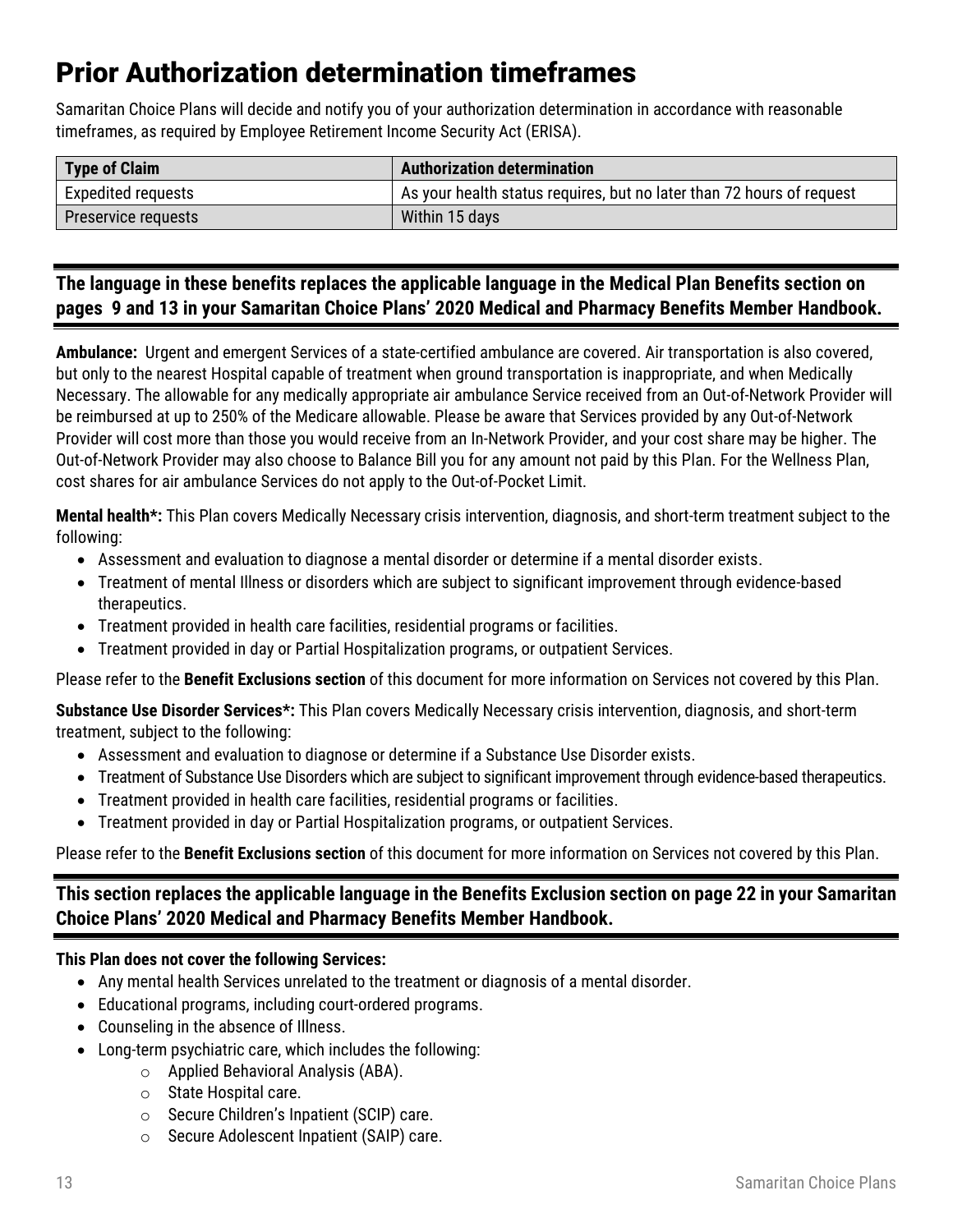# Prior Authorization determination timeframes

Samaritan Choice Plans will decide and notify you of your authorization determination in accordance with reasonable timeframes, as required by Employee Retirement Income Security Act (ERISA).

| Type of Claim | Authorization determination |
| --- | --- |
| Expedited requests | As your health status requires, but no later than 72 hours of request |
| Preservice requests | Within 15 days |

**The language in these benefits replaces the applicable language in the Medical Plan Benefits section on pages 9 and 13 in your Samaritan Choice Plans' 2020 Medical and Pharmacy Benefits Member Handbook.**

**Ambulance:** Urgent and emergent Services of a state-certified ambulance are covered. Air transportation is also covered, but only to the nearest Hospital capable of treatment when ground transportation is inappropriate, and when Medically Necessary. The allowable for any medically appropriate air ambulance Service received from an Out-of-Network Provider will be reimbursed at up to 250% of the Medicare allowable. Please be aware that Services provided by any Out-of-Network Provider will cost more than those you would receive from an In-Network Provider, and your cost share may be higher. The Out-of-Network Provider may also choose to Balance Bill you for any amount not paid by this Plan. For the Wellness Plan, cost shares for air ambulance Services do not apply to the Out-of-Pocket Limit.

**Mental health*:** This Plan covers Medically Necessary crisis intervention, diagnosis, and short-term treatment subject to the following:

- Assessment and evaluation to diagnose a mental disorder or determine if a mental disorder exists.
- Treatment of mental Illness or disorders which are subject to significant improvement through evidence-based therapeutics.
- Treatment provided in health care facilities, residential programs or facilities.
- Treatment provided in day or Partial Hospitalization programs, or outpatient Services.

Please refer to the **Benefit Exclusions section** of this document for more information on Services not covered by this Plan.

**Substance Use Disorder Services*:** This Plan covers Medically Necessary crisis intervention, diagnosis, and short-term treatment, subject to the following:

- Assessment and evaluation to diagnose or determine if a Substance Use Disorder exists.
- Treatment of Substance Use Disorders which are subject to significant improvement through evidence-based therapeutics.
- Treatment provided in health care facilities, residential programs or facilities.
- Treatment provided in day or Partial Hospitalization programs, or outpatient Services.

Please refer to the **Benefit Exclusions section** of this document for more information on Services not covered by this Plan.

**This section replaces the applicable language in the Benefits Exclusion section on page 22 in your Samaritan Choice Plans' 2020 Medical and Pharmacy Benefits Member Handbook.**

**This Plan does not cover the following Services:**

- Any mental health Services unrelated to the treatment or diagnosis of a mental disorder.
- Educational programs, including court-ordered programs.
- Counseling in the absence of Illness.
- Long-term psychiatric care, which includes the following:
  - Applied Behavioral Analysis (ABA).
  - State Hospital care.
  - Secure Children's Inpatient (SCIP) care.
  - Secure Adolescent Inpatient (SAIP) care.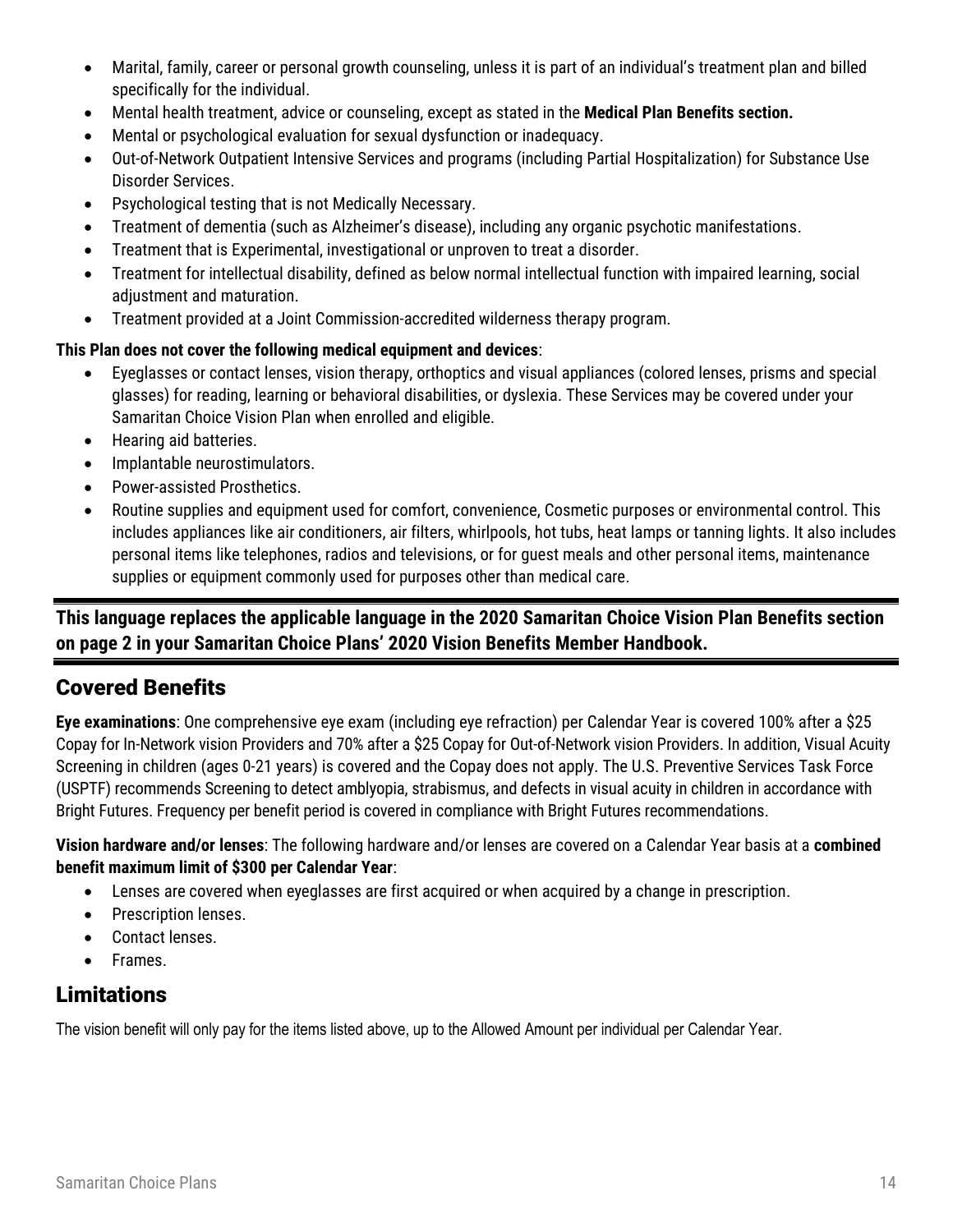- Marital, family, career or personal growth counseling, unless it is part of an individual's treatment plan and billed specifically for the individual.
- Mental health treatment, advice or counseling, except as stated in the **Medical Plan Benefits section.**
- Mental or psychological evaluation for sexual dysfunction or inadequacy.
- Out-of-Network Outpatient Intensive Services and programs (including Partial Hospitalization) for Substance Use Disorder Services.
- Psychological testing that is not Medically Necessary.
- Treatment of dementia (such as Alzheimer's disease), including any organic psychotic manifestations.
- Treatment that is Experimental, investigational or unproven to treat a disorder.
- Treatment for intellectual disability, defined as below normal intellectual function with impaired learning, social adjustment and maturation.
- Treatment provided at a Joint Commission-accredited wilderness therapy program.

**This Plan does not cover the following medical equipment and devices**:

- Eyeglasses or contact lenses, vision therapy, orthoptics and visual appliances (colored lenses, prisms and special glasses) for reading, learning or behavioral disabilities, or dyslexia. These Services may be covered under your Samaritan Choice Vision Plan when enrolled and eligible.
- Hearing aid batteries.
- Implantable neurostimulators.
- Power-assisted Prosthetics.
- Routine supplies and equipment used for comfort, convenience, Cosmetic purposes or environmental control. This includes appliances like air conditioners, air filters, whirlpools, hot tubs, heat lamps or tanning lights. It also includes personal items like telephones, radios and televisions, or for guest meals and other personal items, maintenance supplies or equipment commonly used for purposes other than medical care.

---

**This language replaces the applicable language in the 2020 Samaritan Choice Vision Plan Benefits section on page 2 in your Samaritan Choice Plans' 2020 Vision Benefits Member Handbook.**

---

## Covered Benefits

**Eye examinations**: One comprehensive eye exam (including eye refraction) per Calendar Year is covered 100% after a $25 Copay for In-Network vision Providers and 70% after a $25 Copay for Out-of-Network vision Providers. In addition, Visual Acuity Screening in children (ages 0-21 years) is covered and the Copay does not apply. The U.S. Preventive Services Task Force (USPTF) recommends Screening to detect amblyopia, strabismus, and defects in visual acuity in children in accordance with Bright Futures. Frequency per benefit period is covered in compliance with Bright Futures recommendations.

**Vision hardware and/or lenses**: The following hardware and/or lenses are covered on a Calendar Year basis at a **combined benefit maximum limit of $300 per Calendar Year**:

- Lenses are covered when eyeglasses are first acquired or when acquired by a change in prescription.
- Prescription lenses.
- Contact lenses.
- Frames.

## Limitations

The vision benefit will only pay for the items listed above, up to the Allowed Amount per individual per Calendar Year.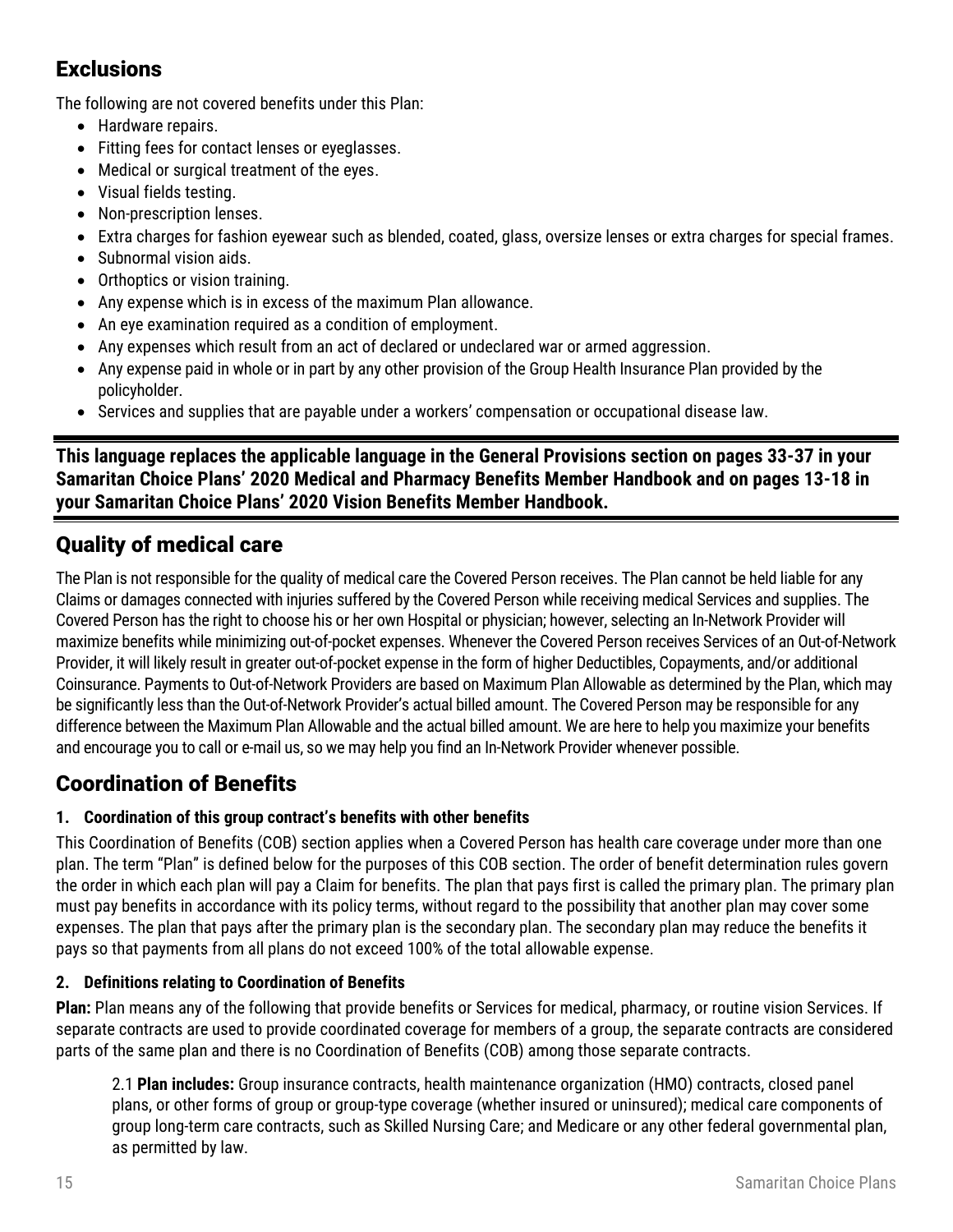## Exclusions

The following are not covered benefits under this Plan:

- Hardware repairs.
- Fitting fees for contact lenses or eyeglasses.
- Medical or surgical treatment of the eyes.
- Visual fields testing.
- Non-prescription lenses.
- Extra charges for fashion eyewear such as blended, coated, glass, oversize lenses or extra charges for special frames.
- Subnormal vision aids.
- Orthoptics or vision training.
- Any expense which is in excess of the maximum Plan allowance.
- An eye examination required as a condition of employment.
- Any expenses which result from an act of declared or undeclared war or armed aggression.
- Any expense paid in whole or in part by any other provision of the Group Health Insurance Plan provided by the policyholder.
- Services and supplies that are payable under a workers' compensation or occupational disease law.

---

**This language replaces the applicable language in the General Provisions section on pages 33-37 in your Samaritan Choice Plans' 2020 Medical and Pharmacy Benefits Member Handbook and on pages 13-18 in your Samaritan Choice Plans' 2020 Vision Benefits Member Handbook.**

---

## Quality of medical care

The Plan is not responsible for the quality of medical care the Covered Person receives. The Plan cannot be held liable for any Claims or damages connected with injuries suffered by the Covered Person while receiving medical Services and supplies. The Covered Person has the right to choose his or her own Hospital or physician; however, selecting an In-Network Provider will maximize benefits while minimizing out-of-pocket expenses. Whenever the Covered Person receives Services of an Out-of-Network Provider, it will likely result in greater out-of-pocket expense in the form of higher Deductibles, Copayments, and/or additional Coinsurance. Payments to Out-of-Network Providers are based on Maximum Plan Allowable as determined by the Plan, which may be significantly less than the Out-of-Network Provider's actual billed amount. The Covered Person may be responsible for any difference between the Maximum Plan Allowable and the actual billed amount. We are here to help you maximize your benefits and encourage you to call or e-mail us, so we may help you find an In-Network Provider whenever possible.

## Coordination of Benefits

### 1. Coordination of this group contract's benefits with other benefits

This Coordination of Benefits (COB) section applies when a Covered Person has health care coverage under more than one plan. The term "Plan" is defined below for the purposes of this COB section. The order of benefit determination rules govern the order in which each plan will pay a Claim for benefits. The plan that pays first is called the primary plan. The primary plan must pay benefits in accordance with its policy terms, without regard to the possibility that another plan may cover some expenses. The plan that pays after the primary plan is the secondary plan. The secondary plan may reduce the benefits it pays so that payments from all plans do not exceed 100% of the total allowable expense.

### 2. Definitions relating to Coordination of Benefits

**Plan:** Plan means any of the following that provide benefits or Services for medical, pharmacy, or routine vision Services. If separate contracts are used to provide coordinated coverage for members of a group, the separate contracts are considered parts of the same plan and there is no Coordination of Benefits (COB) among those separate contracts.

2.1 **Plan includes:** Group insurance contracts, health maintenance organization (HMO) contracts, closed panel plans, or other forms of group or group-type coverage (whether insured or uninsured); medical care components of group long-term care contracts, such as Skilled Nursing Care; and Medicare or any other federal governmental plan, as permitted by law.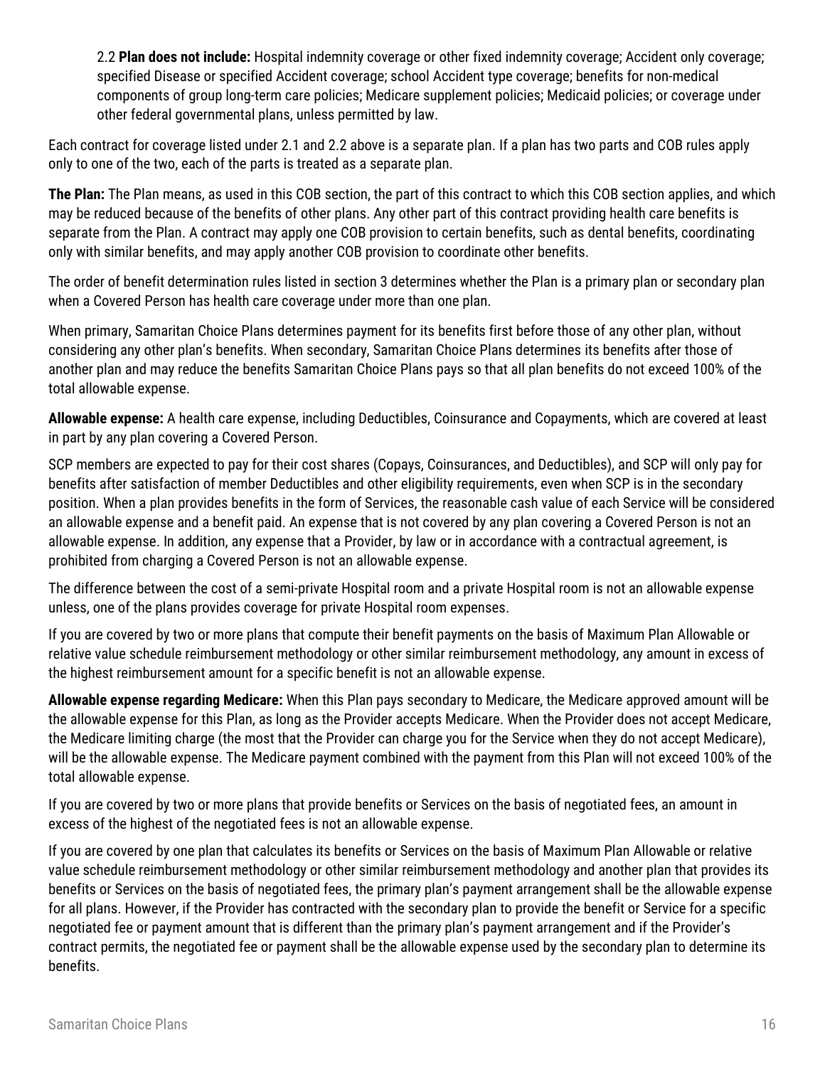2.2 **Plan does not include:** Hospital indemnity coverage or other fixed indemnity coverage; Accident only coverage; specified Disease or specified Accident coverage; school Accident type coverage; benefits for non-medical components of group long-term care policies; Medicare supplement policies; Medicaid policies; or coverage under other federal governmental plans, unless permitted by law.

Each contract for coverage listed under 2.1 and 2.2 above is a separate plan. If a plan has two parts and COB rules apply only to one of the two, each of the parts is treated as a separate plan.

**The Plan:** The Plan means, as used in this COB section, the part of this contract to which this COB section applies, and which may be reduced because of the benefits of other plans. Any other part of this contract providing health care benefits is separate from the Plan. A contract may apply one COB provision to certain benefits, such as dental benefits, coordinating only with similar benefits, and may apply another COB provision to coordinate other benefits.

The order of benefit determination rules listed in section 3 determines whether the Plan is a primary plan or secondary plan when a Covered Person has health care coverage under more than one plan.

When primary, Samaritan Choice Plans determines payment for its benefits first before those of any other plan, without considering any other plan's benefits. When secondary, Samaritan Choice Plans determines its benefits after those of another plan and may reduce the benefits Samaritan Choice Plans pays so that all plan benefits do not exceed 100% of the total allowable expense.

**Allowable expense:** A health care expense, including Deductibles, Coinsurance and Copayments, which are covered at least in part by any plan covering a Covered Person.

SCP members are expected to pay for their cost shares (Copays, Coinsurances, and Deductibles), and SCP will only pay for benefits after satisfaction of member Deductibles and other eligibility requirements, even when SCP is in the secondary position. When a plan provides benefits in the form of Services, the reasonable cash value of each Service will be considered an allowable expense and a benefit paid. An expense that is not covered by any plan covering a Covered Person is not an allowable expense. In addition, any expense that a Provider, by law or in accordance with a contractual agreement, is prohibited from charging a Covered Person is not an allowable expense.

The difference between the cost of a semi-private Hospital room and a private Hospital room is not an allowable expense unless, one of the plans provides coverage for private Hospital room expenses.

If you are covered by two or more plans that compute their benefit payments on the basis of Maximum Plan Allowable or relative value schedule reimbursement methodology or other similar reimbursement methodology, any amount in excess of the highest reimbursement amount for a specific benefit is not an allowable expense.

**Allowable expense regarding Medicare:** When this Plan pays secondary to Medicare, the Medicare approved amount will be the allowable expense for this Plan, as long as the Provider accepts Medicare. When the Provider does not accept Medicare, the Medicare limiting charge (the most that the Provider can charge you for the Service when they do not accept Medicare), will be the allowable expense. The Medicare payment combined with the payment from this Plan will not exceed 100% of the total allowable expense.

If you are covered by two or more plans that provide benefits or Services on the basis of negotiated fees, an amount in excess of the highest of the negotiated fees is not an allowable expense.

If you are covered by one plan that calculates its benefits or Services on the basis of Maximum Plan Allowable or relative value schedule reimbursement methodology or other similar reimbursement methodology and another plan that provides its benefits or Services on the basis of negotiated fees, the primary plan's payment arrangement shall be the allowable expense for all plans. However, if the Provider has contracted with the secondary plan to provide the benefit or Service for a specific negotiated fee or payment amount that is different than the primary plan's payment arrangement and if the Provider's contract permits, the negotiated fee or payment shall be the allowable expense used by the secondary plan to determine its benefits.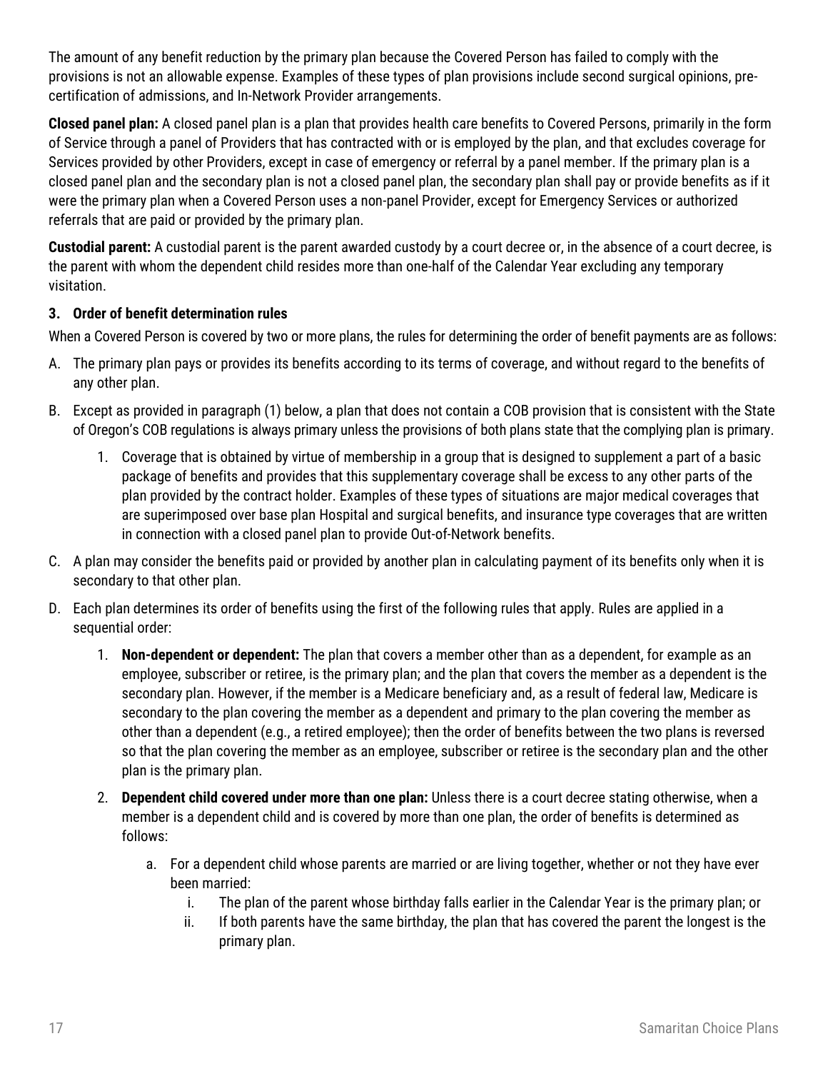The amount of any benefit reduction by the primary plan because the Covered Person has failed to comply with the provisions is not an allowable expense. Examples of these types of plan provisions include second surgical opinions, pre-certification of admissions, and In-Network Provider arrangements.

**Closed panel plan:** A closed panel plan is a plan that provides health care benefits to Covered Persons, primarily in the form of Service through a panel of Providers that has contracted with or is employed by the plan, and that excludes coverage for Services provided by other Providers, except in case of emergency or referral by a panel member. If the primary plan is a closed panel plan and the secondary plan is not a closed panel plan, the secondary plan shall pay or provide benefits as if it were the primary plan when a Covered Person uses a non-panel Provider, except for Emergency Services or authorized referrals that are paid or provided by the primary plan.

**Custodial parent:** A custodial parent is the parent awarded custody by a court decree or, in the absence of a court decree, is the parent with whom the dependent child resides more than one-half of the Calendar Year excluding any temporary visitation.

### 3. Order of benefit determination rules

When a Covered Person is covered by two or more plans, the rules for determining the order of benefit payments are as follows:

A. The primary plan pays or provides its benefits according to its terms of coverage, and without regard to the benefits of any other plan.

B. Except as provided in paragraph (1) below, a plan that does not contain a COB provision that is consistent with the State of Oregon's COB regulations is always primary unless the provisions of both plans state that the complying plan is primary.

   1. Coverage that is obtained by virtue of membership in a group that is designed to supplement a part of a basic package of benefits and provides that this supplementary coverage shall be excess to any other parts of the plan provided by the contract holder. Examples of these types of situations are major medical coverages that are superimposed over base plan Hospital and surgical benefits, and insurance type coverages that are written in connection with a closed panel plan to provide Out-of-Network benefits.

C. A plan may consider the benefits paid or provided by another plan in calculating payment of its benefits only when it is secondary to that other plan.

D. Each plan determines its order of benefits using the first of the following rules that apply. Rules are applied in a sequential order:

   1. **Non-dependent or dependent:** The plan that covers a member other than as a dependent, for example as an employee, subscriber or retiree, is the primary plan; and the plan that covers the member as a dependent is the secondary plan. However, if the member is a Medicare beneficiary and, as a result of federal law, Medicare is secondary to the plan covering the member as a dependent and primary to the plan covering the member as other than a dependent (e.g., a retired employee); then the order of benefits between the two plans is reversed so that the plan covering the member as an employee, subscriber or retiree is the secondary plan and the other plan is the primary plan.

   2. **Dependent child covered under more than one plan:** Unless there is a court decree stating otherwise, when a member is a dependent child and is covered by more than one plan, the order of benefits is determined as follows:

      a. For a dependent child whose parents are married or are living together, whether or not they have ever been married:

         i. The plan of the parent whose birthday falls earlier in the Calendar Year is the primary plan; or

         ii. If both parents have the same birthday, the plan that has covered the parent the longest is the primary plan.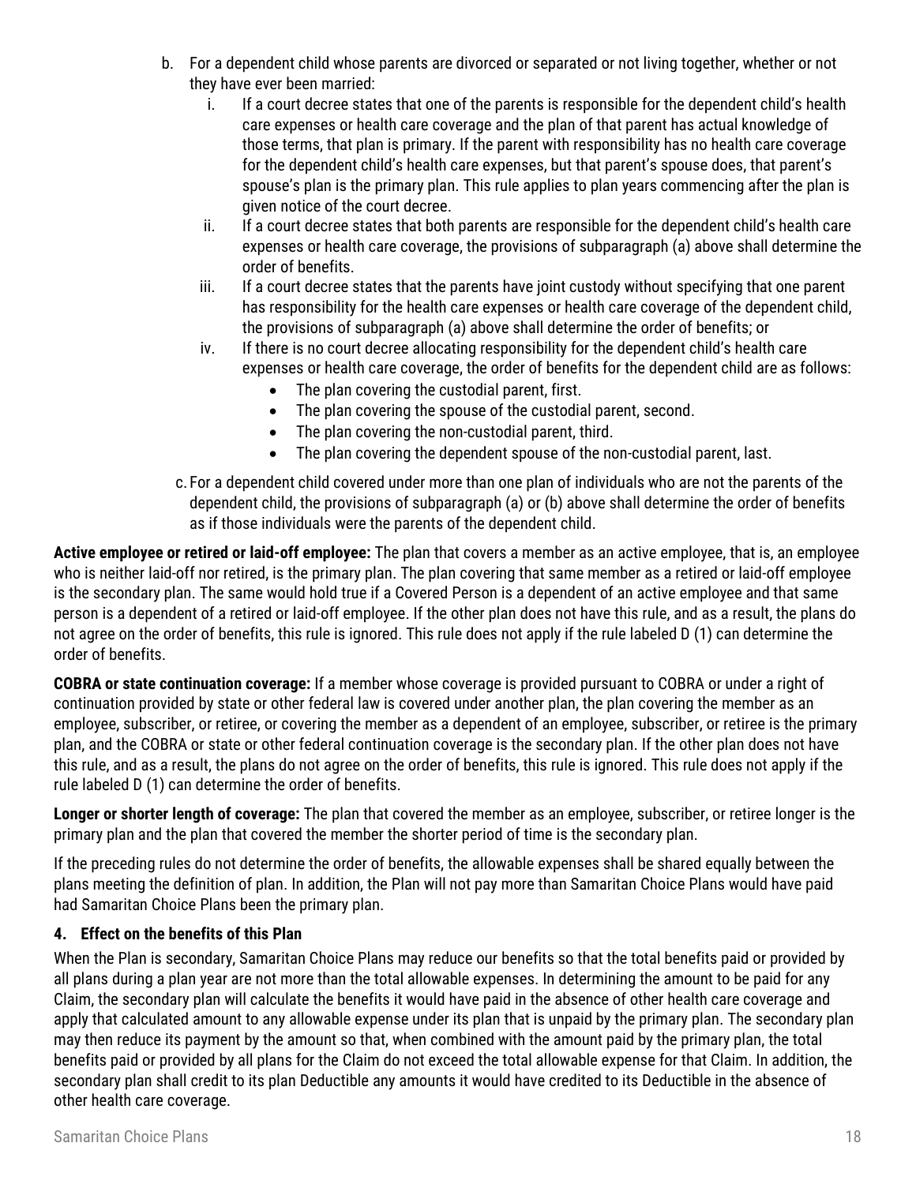b. For a dependent child whose parents are divorced or separated or not living together, whether or not they have ever been married:
   i. If a court decree states that one of the parents is responsible for the dependent child's health care expenses or health care coverage and the plan of that parent has actual knowledge of those terms, that plan is primary. If the parent with responsibility has no health care coverage for the dependent child's health care expenses, but that parent's spouse does, that parent's spouse's plan is the primary plan. This rule applies to plan years commencing after the plan is given notice of the court decree.
   ii. If a court decree states that both parents are responsible for the dependent child's health care expenses or health care coverage, the provisions of subparagraph (a) above shall determine the order of benefits.
   iii. If a court decree states that the parents have joint custody without specifying that one parent has responsibility for the health care expenses or health care coverage of the dependent child, the provisions of subparagraph (a) above shall determine the order of benefits; or
   iv. If there is no court decree allocating responsibility for the dependent child's health care expenses or health care coverage, the order of benefits for the dependent child are as follows:
      - The plan covering the custodial parent, first.
      - The plan covering the spouse of the custodial parent, second.
      - The plan covering the non-custodial parent, third.
      - The plan covering the dependent spouse of the non-custodial parent, last.

c. For a dependent child covered under more than one plan of individuals who are not the parents of the dependent child, the provisions of subparagraph (a) or (b) above shall determine the order of benefits as if those individuals were the parents of the dependent child.

**Active employee or retired or laid-off employee:** The plan that covers a member as an active employee, that is, an employee who is neither laid-off nor retired, is the primary plan. The plan covering that same member as a retired or laid-off employee is the secondary plan. The same would hold true if a Covered Person is a dependent of an active employee and that same person is a dependent of a retired or laid-off employee. If the other plan does not have this rule, and as a result, the plans do not agree on the order of benefits, this rule is ignored. This rule does not apply if the rule labeled D (1) can determine the order of benefits.

**COBRA or state continuation coverage:** If a member whose coverage is provided pursuant to COBRA or under a right of continuation provided by state or other federal law is covered under another plan, the plan covering the member as an employee, subscriber, or retiree, or covering the member as a dependent of an employee, subscriber, or retiree is the primary plan, and the COBRA or state or other federal continuation coverage is the secondary plan. If the other plan does not have this rule, and as a result, the plans do not agree on the order of benefits, this rule is ignored. This rule does not apply if the rule labeled D (1) can determine the order of benefits.

**Longer or shorter length of coverage:** The plan that covered the member as an employee, subscriber, or retiree longer is the primary plan and the plan that covered the member the shorter period of time is the secondary plan.

If the preceding rules do not determine the order of benefits, the allowable expenses shall be shared equally between the plans meeting the definition of plan. In addition, the Plan will not pay more than Samaritan Choice Plans would have paid had Samaritan Choice Plans been the primary plan.

### 4. Effect on the benefits of this Plan

When the Plan is secondary, Samaritan Choice Plans may reduce our benefits so that the total benefits paid or provided by all plans during a plan year are not more than the total allowable expenses. In determining the amount to be paid for any Claim, the secondary plan will calculate the benefits it would have paid in the absence of other health care coverage and apply that calculated amount to any allowable expense under its plan that is unpaid by the primary plan. The secondary plan may then reduce its payment by the amount so that, when combined with the amount paid by the primary plan, the total benefits paid or provided by all plans for the Claim do not exceed the total allowable expense for that Claim. In addition, the secondary plan shall credit to its plan Deductible any amounts it would have credited to its Deductible in the absence of other health care coverage.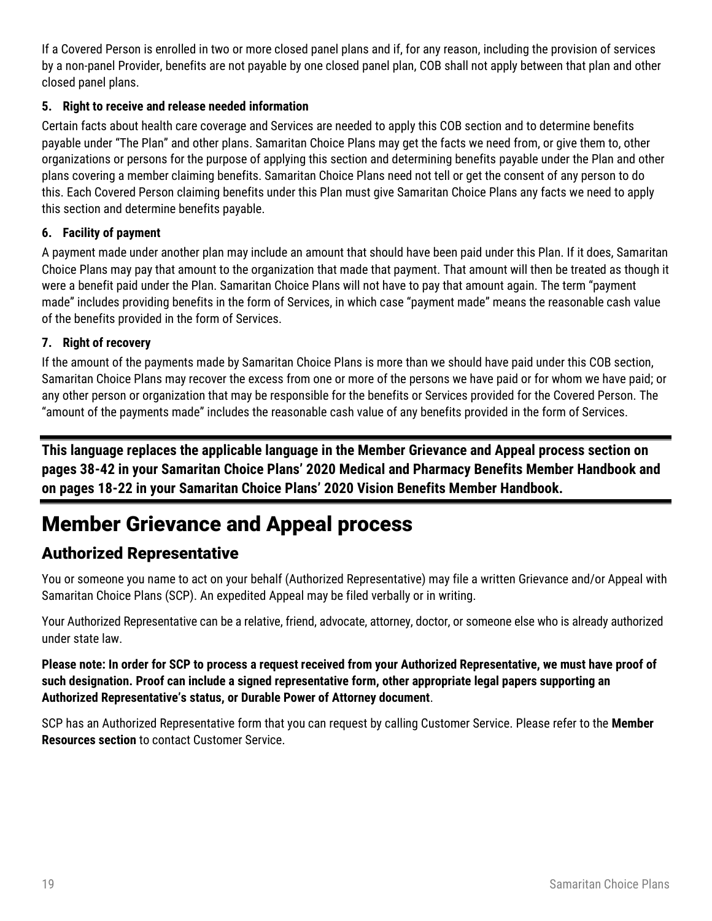If a Covered Person is enrolled in two or more closed panel plans and if, for any reason, including the provision of services by a non-panel Provider, benefits are not payable by one closed panel plan, COB shall not apply between that plan and other closed panel plans.

**5. Right to receive and release needed information**

Certain facts about health care coverage and Services are needed to apply this COB section and to determine benefits payable under "The Plan" and other plans. Samaritan Choice Plans may get the facts we need from, or give them to, other organizations or persons for the purpose of applying this section and determining benefits payable under the Plan and other plans covering a member claiming benefits. Samaritan Choice Plans need not tell or get the consent of any person to do this. Each Covered Person claiming benefits under this Plan must give Samaritan Choice Plans any facts we need to apply this section and determine benefits payable.

**6. Facility of payment**

A payment made under another plan may include an amount that should have been paid under this Plan. If it does, Samaritan Choice Plans may pay that amount to the organization that made that payment. That amount will then be treated as though it were a benefit paid under the Plan. Samaritan Choice Plans will not have to pay that amount again. The term "payment made" includes providing benefits in the form of Services, in which case "payment made" means the reasonable cash value of the benefits provided in the form of Services.

**7. Right of recovery**

If the amount of the payments made by Samaritan Choice Plans is more than we should have paid under this COB section, Samaritan Choice Plans may recover the excess from one or more of the persons we have paid or for whom we have paid; or any other person or organization that may be responsible for the benefits or Services provided for the Covered Person. The "amount of the payments made" includes the reasonable cash value of any benefits provided in the form of Services.

---

**This language replaces the applicable language in the Member Grievance and Appeal process section on pages 38-42 in your Samaritan Choice Plans' 2020 Medical and Pharmacy Benefits Member Handbook and on pages 18-22 in your Samaritan Choice Plans' 2020 Vision Benefits Member Handbook.**

---

# Member Grievance and Appeal process

## Authorized Representative

You or someone you name to act on your behalf (Authorized Representative) may file a written Grievance and/or Appeal with Samaritan Choice Plans (SCP). An expedited Appeal may be filed verbally or in writing.

Your Authorized Representative can be a relative, friend, advocate, attorney, doctor, or someone else who is already authorized under state law.

**Please note: In order for SCP to process a request received from your Authorized Representative, we must have proof of such designation. Proof can include a signed representative form, other appropriate legal papers supporting an Authorized Representative's status, or Durable Power of Attorney document**.

SCP has an Authorized Representative form that you can request by calling Customer Service. Please refer to the **Member Resources section** to contact Customer Service.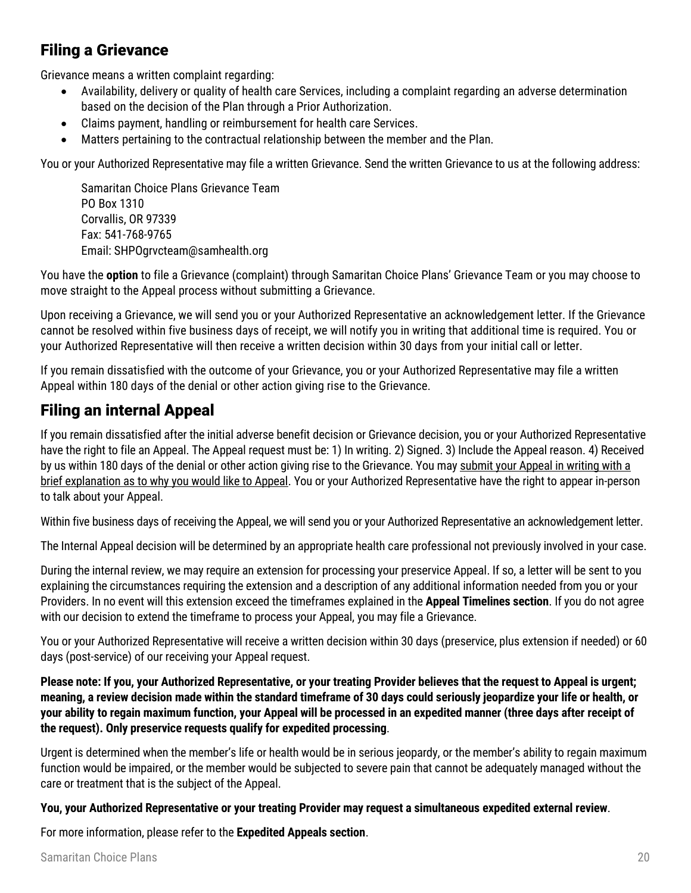## Filing a Grievance

Grievance means a written complaint regarding:

- Availability, delivery or quality of health care Services, including a complaint regarding an adverse determination based on the decision of the Plan through a Prior Authorization.
- Claims payment, handling or reimbursement for health care Services.
- Matters pertaining to the contractual relationship between the member and the Plan.

You or your Authorized Representative may file a written Grievance. Send the written Grievance to us at the following address:

Samaritan Choice Plans Grievance Team
PO Box 1310
Corvallis, OR 97339
Fax: 541-768-9765
Email: SHPOgrvcteam@samhealth.org

You have the **option** to file a Grievance (complaint) through Samaritan Choice Plans' Grievance Team or you may choose to move straight to the Appeal process without submitting a Grievance.

Upon receiving a Grievance, we will send you or your Authorized Representative an acknowledgement letter. If the Grievance cannot be resolved within five business days of receipt, we will notify you in writing that additional time is required. You or your Authorized Representative will then receive a written decision within 30 days from your initial call or letter.

If you remain dissatisfied with the outcome of your Grievance, you or your Authorized Representative may file a written Appeal within 180 days of the denial or other action giving rise to the Grievance.

## Filing an internal Appeal

If you remain dissatisfied after the initial adverse benefit decision or Grievance decision, you or your Authorized Representative have the right to file an Appeal. The Appeal request must be: 1) In writing. 2) Signed. 3) Include the Appeal reason. 4) Received by us within 180 days of the denial or other action giving rise to the Grievance. You may submit your Appeal in writing with a brief explanation as to why you would like to Appeal. You or your Authorized Representative have the right to appear in-person to talk about your Appeal.

Within five business days of receiving the Appeal, we will send you or your Authorized Representative an acknowledgement letter.

The Internal Appeal decision will be determined by an appropriate health care professional not previously involved in your case.

During the internal review, we may require an extension for processing your preservice Appeal. If so, a letter will be sent to you explaining the circumstances requiring the extension and a description of any additional information needed from you or your Providers. In no event will this extension exceed the timeframes explained in the **Appeal Timelines section**. If you do not agree with our decision to extend the timeframe to process your Appeal, you may file a Grievance.

You or your Authorized Representative will receive a written decision within 30 days (preservice, plus extension if needed) or 60 days (post-service) of our receiving your Appeal request.

**Please note: If you, your Authorized Representative, or your treating Provider believes that the request to Appeal is urgent; meaning, a review decision made within the standard timeframe of 30 days could seriously jeopardize your life or health, or your ability to regain maximum function, your Appeal will be processed in an expedited manner (three days after receipt of the request). Only preservice requests qualify for expedited processing**.

Urgent is determined when the member's life or health would be in serious jeopardy, or the member's ability to regain maximum function would be impaired, or the member would be subjected to severe pain that cannot be adequately managed without the care or treatment that is the subject of the Appeal.

**You, your Authorized Representative or your treating Provider may request a simultaneous expedited external review**.

For more information, please refer to the **Expedited Appeals section**.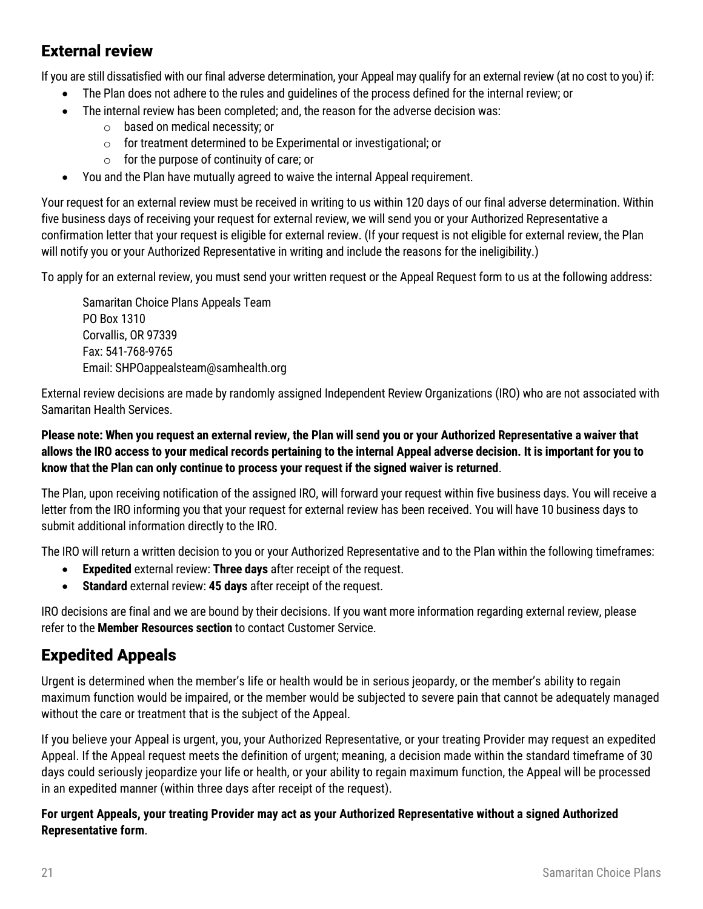## External review

If you are still dissatisfied with our final adverse determination, your Appeal may qualify for an external review (at no cost to you) if:

- The Plan does not adhere to the rules and guidelines of the process defined for the internal review; or
- The internal review has been completed; and, the reason for the adverse decision was:
  - based on medical necessity; or
  - for treatment determined to be Experimental or investigational; or
  - for the purpose of continuity of care; or
- You and the Plan have mutually agreed to waive the internal Appeal requirement.

Your request for an external review must be received in writing to us within 120 days of our final adverse determination. Within five business days of receiving your request for external review, we will send you or your Authorized Representative a confirmation letter that your request is eligible for external review. (If your request is not eligible for external review, the Plan will notify you or your Authorized Representative in writing and include the reasons for the ineligibility.)

To apply for an external review, you must send your written request or the Appeal Request form to us at the following address:

Samaritan Choice Plans Appeals Team
PO Box 1310
Corvallis, OR 97339
Fax: 541-768-9765
Email: SHPOappealsteam@samhealth.org

External review decisions are made by randomly assigned Independent Review Organizations (IRO) who are not associated with Samaritan Health Services.

**Please note: When you request an external review, the Plan will send you or your Authorized Representative a waiver that allows the IRO access to your medical records pertaining to the internal Appeal adverse decision. It is important for you to know that the Plan can only continue to process your request if the signed waiver is returned**.

The Plan, upon receiving notification of the assigned IRO, will forward your request within five business days. You will receive a letter from the IRO informing you that your request for external review has been received. You will have 10 business days to submit additional information directly to the IRO.

The IRO will return a written decision to you or your Authorized Representative and to the Plan within the following timeframes:

- **Expedited** external review: **Three days** after receipt of the request.
- **Standard** external review: **45 days** after receipt of the request.

IRO decisions are final and we are bound by their decisions. If you want more information regarding external review, please refer to the **Member Resources section** to contact Customer Service.

## Expedited Appeals

Urgent is determined when the member's life or health would be in serious jeopardy, or the member's ability to regain maximum function would be impaired, or the member would be subjected to severe pain that cannot be adequately managed without the care or treatment that is the subject of the Appeal.

If you believe your Appeal is urgent, you, your Authorized Representative, or your treating Provider may request an expedited Appeal. If the Appeal request meets the definition of urgent; meaning, a decision made within the standard timeframe of 30 days could seriously jeopardize your life or health, or your ability to regain maximum function, the Appeal will be processed in an expedited manner (within three days after receipt of the request).

**For urgent Appeals, your treating Provider may act as your Authorized Representative without a signed Authorized Representative form**.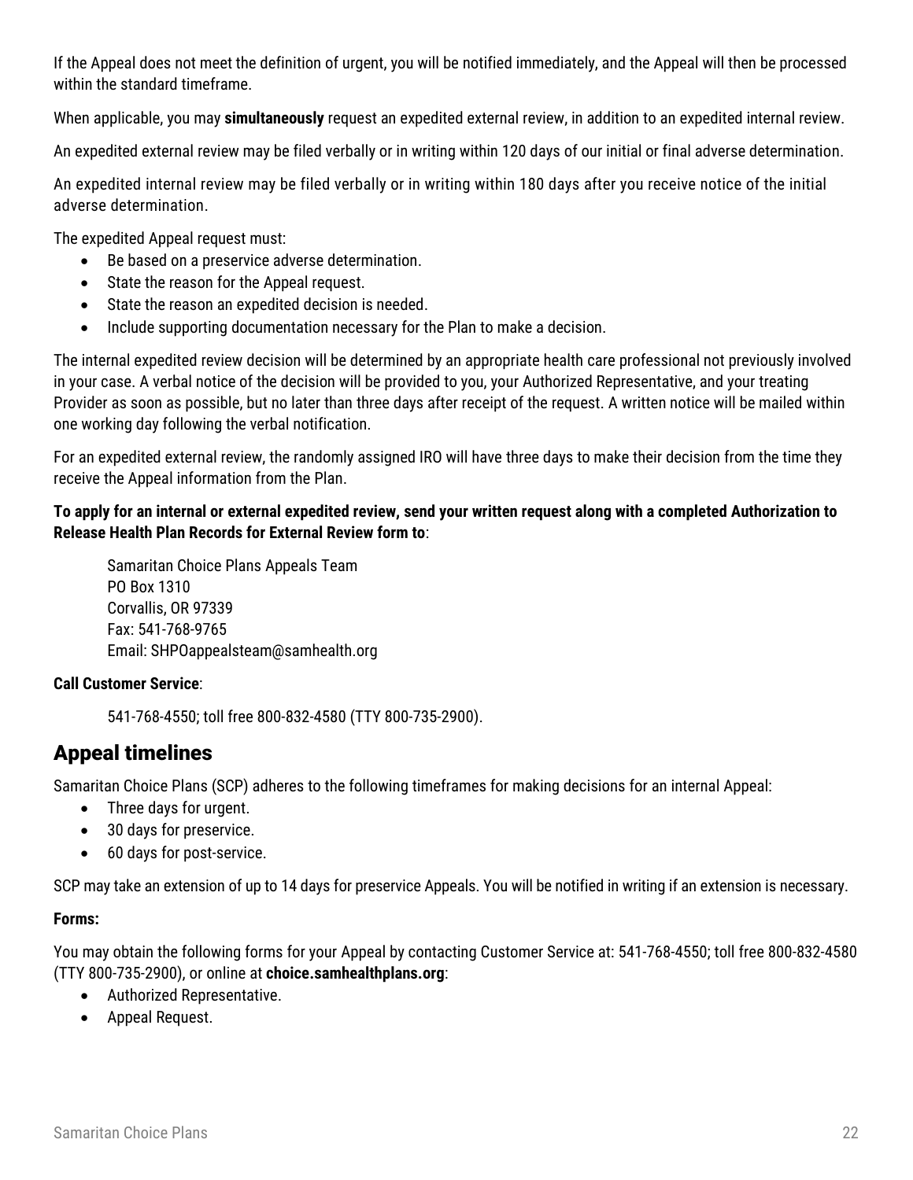If the Appeal does not meet the definition of urgent, you will be notified immediately, and the Appeal will then be processed within the standard timeframe.

When applicable, you may **simultaneously** request an expedited external review, in addition to an expedited internal review.

An expedited external review may be filed verbally or in writing within 120 days of our initial or final adverse determination.

An expedited internal review may be filed verbally or in writing within 180 days after you receive notice of the initial adverse determination.

The expedited Appeal request must:

- Be based on a preservice adverse determination.
- State the reason for the Appeal request.
- State the reason an expedited decision is needed.
- Include supporting documentation necessary for the Plan to make a decision.

The internal expedited review decision will be determined by an appropriate health care professional not previously involved in your case. A verbal notice of the decision will be provided to you, your Authorized Representative, and your treating Provider as soon as possible, but no later than three days after receipt of the request. A written notice will be mailed within one working day following the verbal notification.

For an expedited external review, the randomly assigned IRO will have three days to make their decision from the time they receive the Appeal information from the Plan.

**To apply for an internal or external expedited review, send your written request along with a completed Authorization to Release Health Plan Records for External Review form to**:

Samaritan Choice Plans Appeals Team
PO Box 1310
Corvallis, OR 97339
Fax: 541-768-9765
Email: SHPOappealsteam@samhealth.org

**Call Customer Service**:

541-768-4550; toll free 800-832-4580 (TTY 800-735-2900).

## Appeal timelines

Samaritan Choice Plans (SCP) adheres to the following timeframes for making decisions for an internal Appeal:

- Three days for urgent.
- 30 days for preservice.
- 60 days for post-service.

SCP may take an extension of up to 14 days for preservice Appeals. You will be notified in writing if an extension is necessary.

**Forms:**

You may obtain the following forms for your Appeal by contacting Customer Service at: 541-768-4550; toll free 800-832-4580 (TTY 800-735-2900), or online at **choice.samhealthplans.org**:

- Authorized Representative.
- Appeal Request.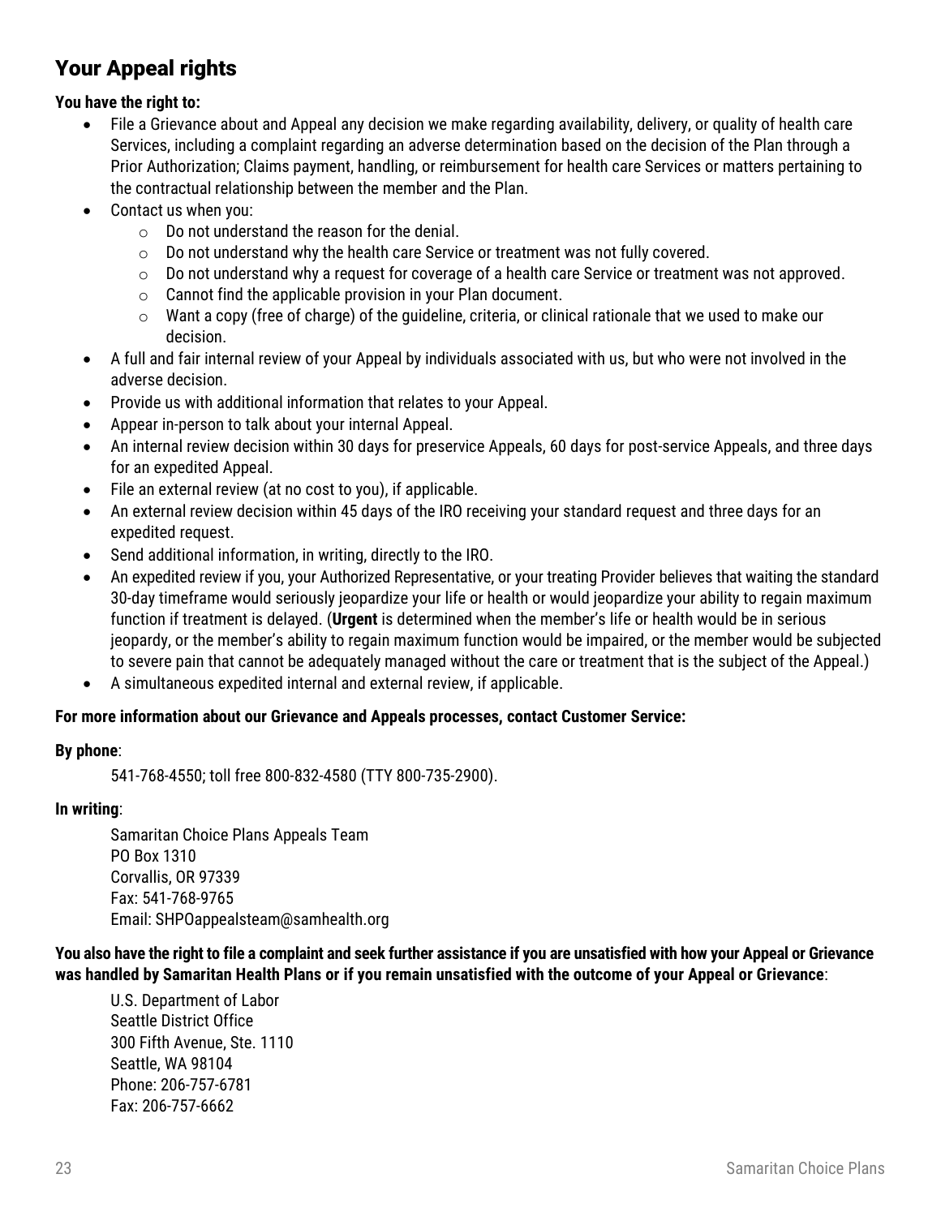## Your Appeal rights

**You have the right to:**

- File a Grievance about and Appeal any decision we make regarding availability, delivery, or quality of health care Services, including a complaint regarding an adverse determination based on the decision of the Plan through a Prior Authorization; Claims payment, handling, or reimbursement for health care Services or matters pertaining to the contractual relationship between the member and the Plan.
- Contact us when you:
  - Do not understand the reason for the denial.
  - Do not understand why the health care Service or treatment was not fully covered.
  - Do not understand why a request for coverage of a health care Service or treatment was not approved.
  - Cannot find the applicable provision in your Plan document.
  - Want a copy (free of charge) of the guideline, criteria, or clinical rationale that we used to make our decision.
- A full and fair internal review of your Appeal by individuals associated with us, but who were not involved in the adverse decision.
- Provide us with additional information that relates to your Appeal.
- Appear in-person to talk about your internal Appeal.
- An internal review decision within 30 days for preservice Appeals, 60 days for post-service Appeals, and three days for an expedited Appeal.
- File an external review (at no cost to you), if applicable.
- An external review decision within 45 days of the IRO receiving your standard request and three days for an expedited request.
- Send additional information, in writing, directly to the IRO.
- An expedited review if you, your Authorized Representative, or your treating Provider believes that waiting the standard 30-day timeframe would seriously jeopardize your life or health or would jeopardize your ability to regain maximum function if treatment is delayed. (**Urgent** is determined when the member's life or health would be in serious jeopardy, or the member's ability to regain maximum function would be impaired, or the member would be subjected to severe pain that cannot be adequately managed without the care or treatment that is the subject of the Appeal.)
- A simultaneous expedited internal and external review, if applicable.

**For more information about our Grievance and Appeals processes, contact Customer Service:**

**By phone**:

541-768-4550; toll free 800-832-4580 (TTY 800-735-2900).

**In writing**:

Samaritan Choice Plans Appeals Team
PO Box 1310
Corvallis, OR 97339
Fax: 541-768-9765
Email: SHPOappealsteam@samhealth.org

**You also have the right to file a complaint and seek further assistance if you are unsatisfied with how your Appeal or Grievance was handled by Samaritan Health Plans or if you remain unsatisfied with the outcome of your Appeal or Grievance**:

U.S. Department of Labor
Seattle District Office
300 Fifth Avenue, Ste. 1110
Seattle, WA 98104
Phone: 206-757-6781
Fax: 206-757-6662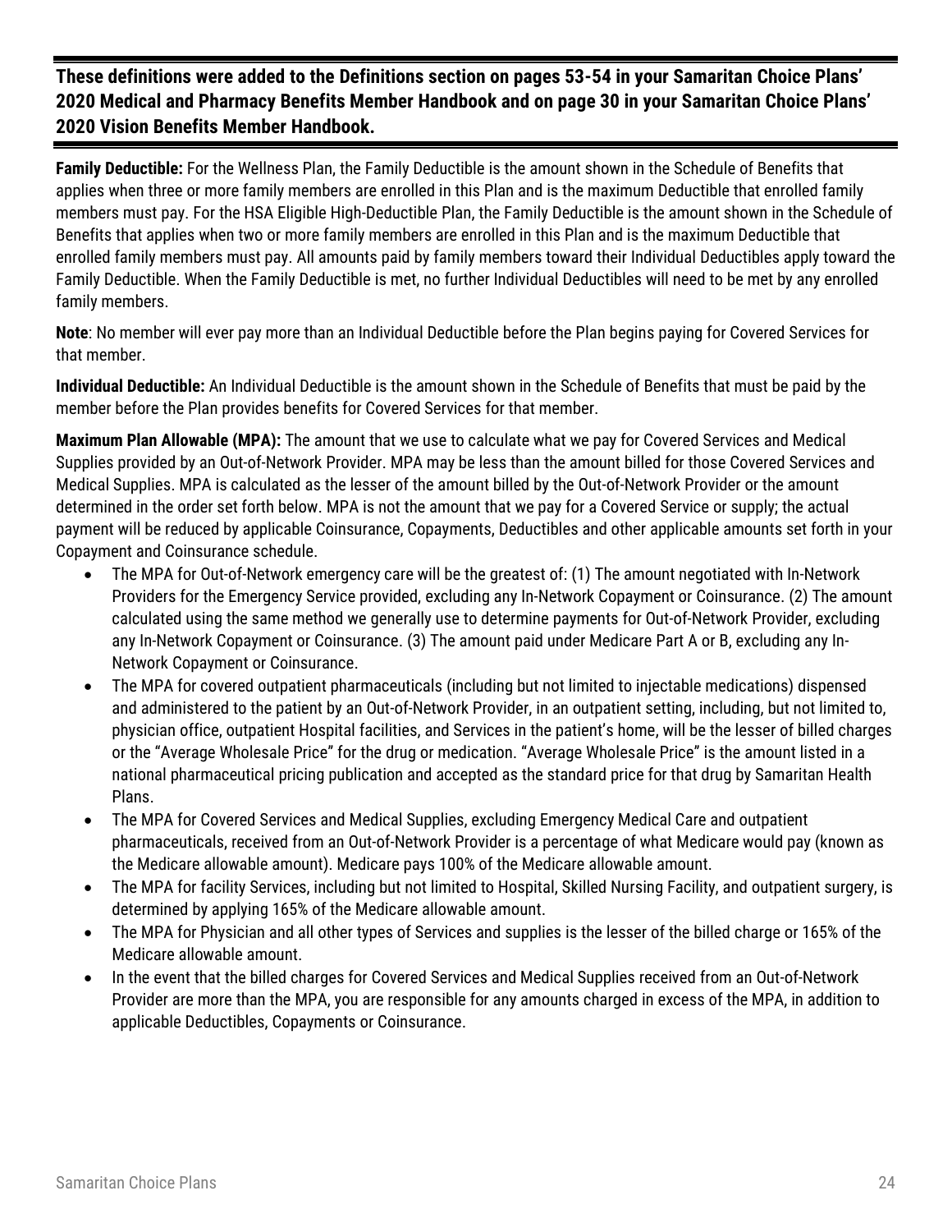**These definitions were added to the Definitions section on pages 53-54 in your Samaritan Choice Plans' 2020 Medical and Pharmacy Benefits Member Handbook and on page 30 in your Samaritan Choice Plans' 2020 Vision Benefits Member Handbook.**

**Family Deductible:** For the Wellness Plan, the Family Deductible is the amount shown in the Schedule of Benefits that applies when three or more family members are enrolled in this Plan and is the maximum Deductible that enrolled family members must pay. For the HSA Eligible High-Deductible Plan, the Family Deductible is the amount shown in the Schedule of Benefits that applies when two or more family members are enrolled in this Plan and is the maximum Deductible that enrolled family members must pay. All amounts paid by family members toward their Individual Deductibles apply toward the Family Deductible. When the Family Deductible is met, no further Individual Deductibles will need to be met by any enrolled family members.

**Note**: No member will ever pay more than an Individual Deductible before the Plan begins paying for Covered Services for that member.

**Individual Deductible:** An Individual Deductible is the amount shown in the Schedule of Benefits that must be paid by the member before the Plan provides benefits for Covered Services for that member.

**Maximum Plan Allowable (MPA):** The amount that we use to calculate what we pay for Covered Services and Medical Supplies provided by an Out-of-Network Provider. MPA may be less than the amount billed for those Covered Services and Medical Supplies. MPA is calculated as the lesser of the amount billed by the Out-of-Network Provider or the amount determined in the order set forth below. MPA is not the amount that we pay for a Covered Service or supply; the actual payment will be reduced by applicable Coinsurance, Copayments, Deductibles and other applicable amounts set forth in your Copayment and Coinsurance schedule.

- The MPA for Out-of-Network emergency care will be the greatest of: (1) The amount negotiated with In-Network Providers for the Emergency Service provided, excluding any In-Network Copayment or Coinsurance. (2) The amount calculated using the same method we generally use to determine payments for Out-of-Network Provider, excluding any In-Network Copayment or Coinsurance. (3) The amount paid under Medicare Part A or B, excluding any In-Network Copayment or Coinsurance.
- The MPA for covered outpatient pharmaceuticals (including but not limited to injectable medications) dispensed and administered to the patient by an Out-of-Network Provider, in an outpatient setting, including, but not limited to, physician office, outpatient Hospital facilities, and Services in the patient's home, will be the lesser of billed charges or the "Average Wholesale Price" for the drug or medication. "Average Wholesale Price" is the amount listed in a national pharmaceutical pricing publication and accepted as the standard price for that drug by Samaritan Health Plans.
- The MPA for Covered Services and Medical Supplies, excluding Emergency Medical Care and outpatient pharmaceuticals, received from an Out-of-Network Provider is a percentage of what Medicare would pay (known as the Medicare allowable amount). Medicare pays 100% of the Medicare allowable amount.
- The MPA for facility Services, including but not limited to Hospital, Skilled Nursing Facility, and outpatient surgery, is determined by applying 165% of the Medicare allowable amount.
- The MPA for Physician and all other types of Services and supplies is the lesser of the billed charge or 165% of the Medicare allowable amount.
- In the event that the billed charges for Covered Services and Medical Supplies received from an Out-of-Network Provider are more than the MPA, you are responsible for any amounts charged in excess of the MPA, in addition to applicable Deductibles, Copayments or Coinsurance.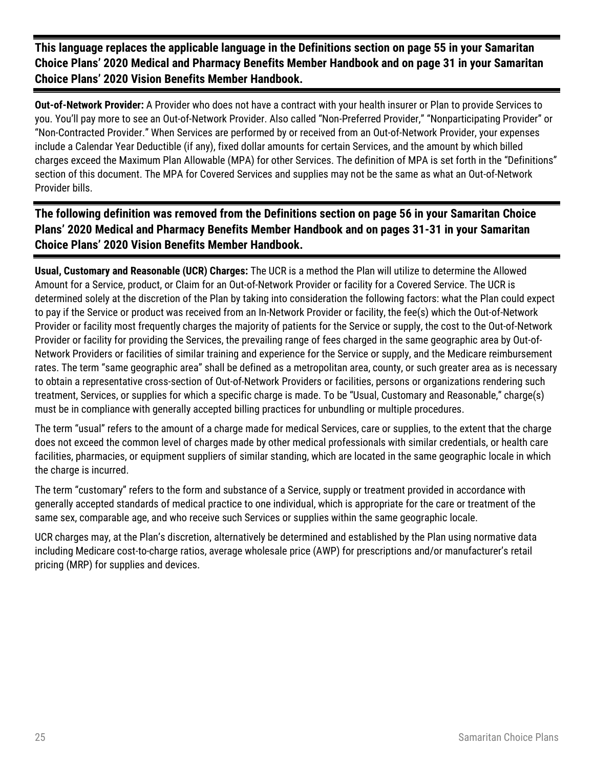**This language replaces the applicable language in the Definitions section on page 55 in your Samaritan Choice Plans' 2020 Medical and Pharmacy Benefits Member Handbook and on page 31 in your Samaritan Choice Plans' 2020 Vision Benefits Member Handbook.**

**Out-of-Network Provider:** A Provider who does not have a contract with your health insurer or Plan to provide Services to you. You'll pay more to see an Out-of-Network Provider. Also called "Non-Preferred Provider," "Nonparticipating Provider" or "Non-Contracted Provider." When Services are performed by or received from an Out-of-Network Provider, your expenses include a Calendar Year Deductible (if any), fixed dollar amounts for certain Services, and the amount by which billed charges exceed the Maximum Plan Allowable (MPA) for other Services. The definition of MPA is set forth in the "Definitions" section of this document. The MPA for Covered Services and supplies may not be the same as what an Out-of-Network Provider bills.

**The following definition was removed from the Definitions section on page 56 in your Samaritan Choice Plans' 2020 Medical and Pharmacy Benefits Member Handbook and on pages 31-31 in your Samaritan Choice Plans' 2020 Vision Benefits Member Handbook.**

**Usual, Customary and Reasonable (UCR) Charges:** The UCR is a method the Plan will utilize to determine the Allowed Amount for a Service, product, or Claim for an Out-of-Network Provider or facility for a Covered Service. The UCR is determined solely at the discretion of the Plan by taking into consideration the following factors: what the Plan could expect to pay if the Service or product was received from an In-Network Provider or facility, the fee(s) which the Out-of-Network Provider or facility most frequently charges the majority of patients for the Service or supply, the cost to the Out-of-Network Provider or facility for providing the Services, the prevailing range of fees charged in the same geographic area by Out-of-Network Providers or facilities of similar training and experience for the Service or supply, and the Medicare reimbursement rates. The term "same geographic area" shall be defined as a metropolitan area, county, or such greater area as is necessary to obtain a representative cross-section of Out-of-Network Providers or facilities, persons or organizations rendering such treatment, Services, or supplies for which a specific charge is made. To be "Usual, Customary and Reasonable," charge(s) must be in compliance with generally accepted billing practices for unbundling or multiple procedures.

The term "usual" refers to the amount of a charge made for medical Services, care or supplies, to the extent that the charge does not exceed the common level of charges made by other medical professionals with similar credentials, or health care facilities, pharmacies, or equipment suppliers of similar standing, which are located in the same geographic locale in which the charge is incurred.

The term "customary" refers to the form and substance of a Service, supply or treatment provided in accordance with generally accepted standards of medical practice to one individual, which is appropriate for the care or treatment of the same sex, comparable age, and who receive such Services or supplies within the same geographic locale.

UCR charges may, at the Plan's discretion, alternatively be determined and established by the Plan using normative data including Medicare cost-to-charge ratios, average wholesale price (AWP) for prescriptions and/or manufacturer's retail pricing (MRP) for supplies and devices.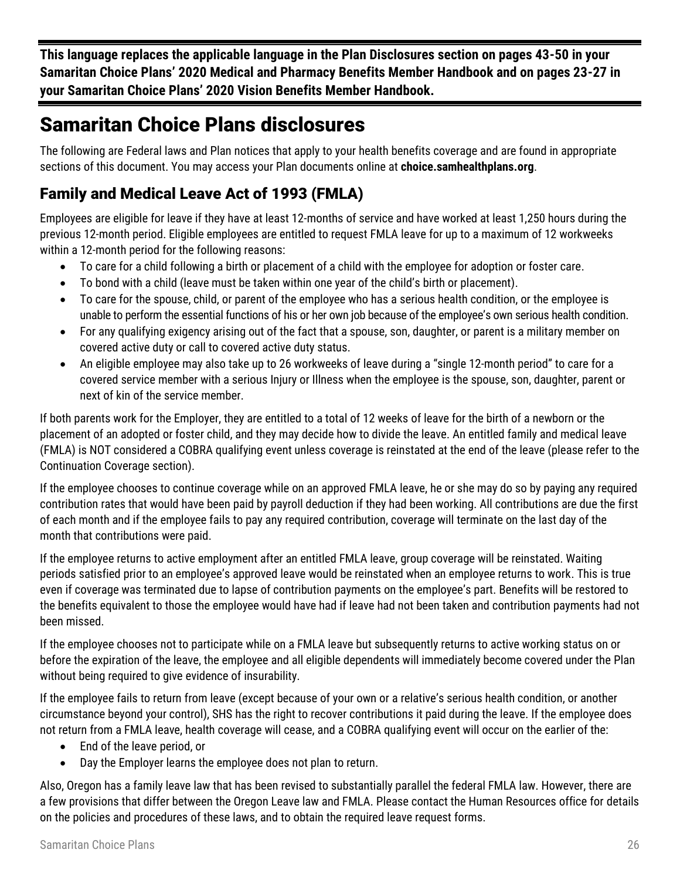**This language replaces the applicable language in the Plan Disclosures section on pages 43-50 in your Samaritan Choice Plans' 2020 Medical and Pharmacy Benefits Member Handbook and on pages 23-27 in your Samaritan Choice Plans' 2020 Vision Benefits Member Handbook.**

# Samaritan Choice Plans disclosures

The following are Federal laws and Plan notices that apply to your health benefits coverage and are found in appropriate sections of this document. You may access your Plan documents online at **choice.samhealthplans.org**.

## Family and Medical Leave Act of 1993 (FMLA)

Employees are eligible for leave if they have at least 12-months of service and have worked at least 1,250 hours during the previous 12-month period. Eligible employees are entitled to request FMLA leave for up to a maximum of 12 workweeks within a 12-month period for the following reasons:

- To care for a child following a birth or placement of a child with the employee for adoption or foster care.
- To bond with a child (leave must be taken within one year of the child's birth or placement).
- To care for the spouse, child, or parent of the employee who has a serious health condition, or the employee is unable to perform the essential functions of his or her own job because of the employee's own serious health condition.
- For any qualifying exigency arising out of the fact that a spouse, son, daughter, or parent is a military member on covered active duty or call to covered active duty status.
- An eligible employee may also take up to 26 workweeks of leave during a "single 12-month period" to care for a covered service member with a serious Injury or Illness when the employee is the spouse, son, daughter, parent or next of kin of the service member.

If both parents work for the Employer, they are entitled to a total of 12 weeks of leave for the birth of a newborn or the placement of an adopted or foster child, and they may decide how to divide the leave. An entitled family and medical leave (FMLA) is NOT considered a COBRA qualifying event unless coverage is reinstated at the end of the leave (please refer to the Continuation Coverage section).

If the employee chooses to continue coverage while on an approved FMLA leave, he or she may do so by paying any required contribution rates that would have been paid by payroll deduction if they had been working. All contributions are due the first of each month and if the employee fails to pay any required contribution, coverage will terminate on the last day of the month that contributions were paid.

If the employee returns to active employment after an entitled FMLA leave, group coverage will be reinstated. Waiting periods satisfied prior to an employee's approved leave would be reinstated when an employee returns to work. This is true even if coverage was terminated due to lapse of contribution payments on the employee's part. Benefits will be restored to the benefits equivalent to those the employee would have had if leave had not been taken and contribution payments had not been missed.

If the employee chooses not to participate while on a FMLA leave but subsequently returns to active working status on or before the expiration of the leave, the employee and all eligible dependents will immediately become covered under the Plan without being required to give evidence of insurability.

If the employee fails to return from leave (except because of your own or a relative's serious health condition, or another circumstance beyond your control), SHS has the right to recover contributions it paid during the leave. If the employee does not return from a FMLA leave, health coverage will cease, and a COBRA qualifying event will occur on the earlier of the:

- End of the leave period, or
- Day the Employer learns the employee does not plan to return.

Also, Oregon has a family leave law that has been revised to substantially parallel the federal FMLA law. However, there are a few provisions that differ between the Oregon Leave law and FMLA. Please contact the Human Resources office for details on the policies and procedures of these laws, and to obtain the required leave request forms.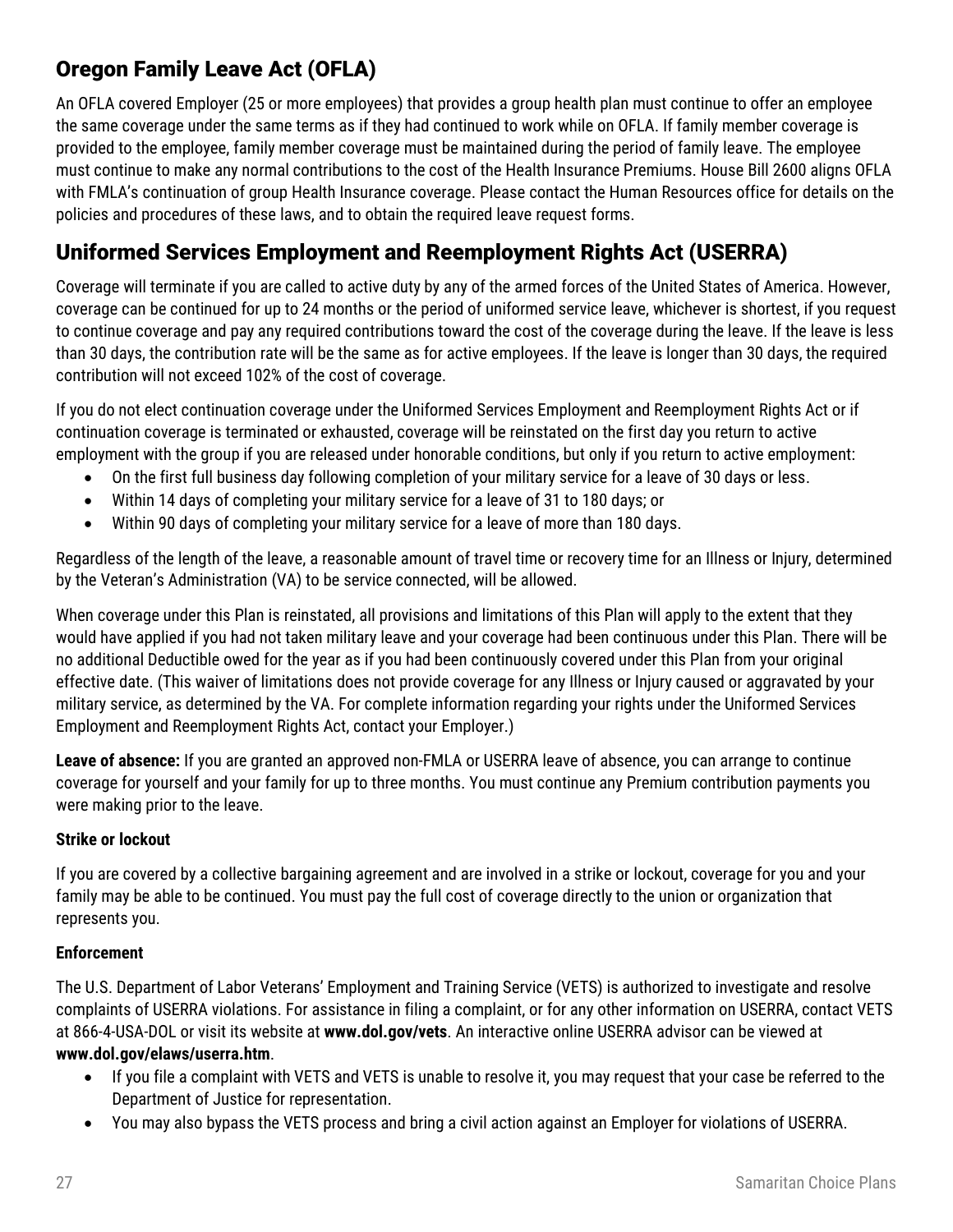## Oregon Family Leave Act (OFLA)

An OFLA covered Employer (25 or more employees) that provides a group health plan must continue to offer an employee the same coverage under the same terms as if they had continued to work while on OFLA. If family member coverage is provided to the employee, family member coverage must be maintained during the period of family leave. The employee must continue to make any normal contributions to the cost of the Health Insurance Premiums. House Bill 2600 aligns OFLA with FMLA's continuation of group Health Insurance coverage. Please contact the Human Resources office for details on the policies and procedures of these laws, and to obtain the required leave request forms.

## Uniformed Services Employment and Reemployment Rights Act (USERRA)

Coverage will terminate if you are called to active duty by any of the armed forces of the United States of America. However, coverage can be continued for up to 24 months or the period of uniformed service leave, whichever is shortest, if you request to continue coverage and pay any required contributions toward the cost of the coverage during the leave. If the leave is less than 30 days, the contribution rate will be the same as for active employees. If the leave is longer than 30 days, the required contribution will not exceed 102% of the cost of coverage.

If you do not elect continuation coverage under the Uniformed Services Employment and Reemployment Rights Act or if continuation coverage is terminated or exhausted, coverage will be reinstated on the first day you return to active employment with the group if you are released under honorable conditions, but only if you return to active employment:

- On the first full business day following completion of your military service for a leave of 30 days or less.
- Within 14 days of completing your military service for a leave of 31 to 180 days; or
- Within 90 days of completing your military service for a leave of more than 180 days.

Regardless of the length of the leave, a reasonable amount of travel time or recovery time for an Illness or Injury, determined by the Veteran's Administration (VA) to be service connected, will be allowed.

When coverage under this Plan is reinstated, all provisions and limitations of this Plan will apply to the extent that they would have applied if you had not taken military leave and your coverage had been continuous under this Plan. There will be no additional Deductible owed for the year as if you had been continuously covered under this Plan from your original effective date. (This waiver of limitations does not provide coverage for any Illness or Injury caused or aggravated by your military service, as determined by the VA. For complete information regarding your rights under the Uniformed Services Employment and Reemployment Rights Act, contact your Employer.)

**Leave of absence:** If you are granted an approved non-FMLA or USERRA leave of absence, you can arrange to continue coverage for yourself and your family for up to three months. You must continue any Premium contribution payments you were making prior to the leave.

**Strike or lockout**

If you are covered by a collective bargaining agreement and are involved in a strike or lockout, coverage for you and your family may be able to be continued. You must pay the full cost of coverage directly to the union or organization that represents you.

**Enforcement**

The U.S. Department of Labor Veterans' Employment and Training Service (VETS) is authorized to investigate and resolve complaints of USERRA violations. For assistance in filing a complaint, or for any other information on USERRA, contact VETS at 866-4-USA-DOL or visit its website at **www.dol.gov/vets**. An interactive online USERRA advisor can be viewed at **www.dol.gov/elaws/userra.htm**.

- If you file a complaint with VETS and VETS is unable to resolve it, you may request that your case be referred to the Department of Justice for representation.
- You may also bypass the VETS process and bring a civil action against an Employer for violations of USERRA.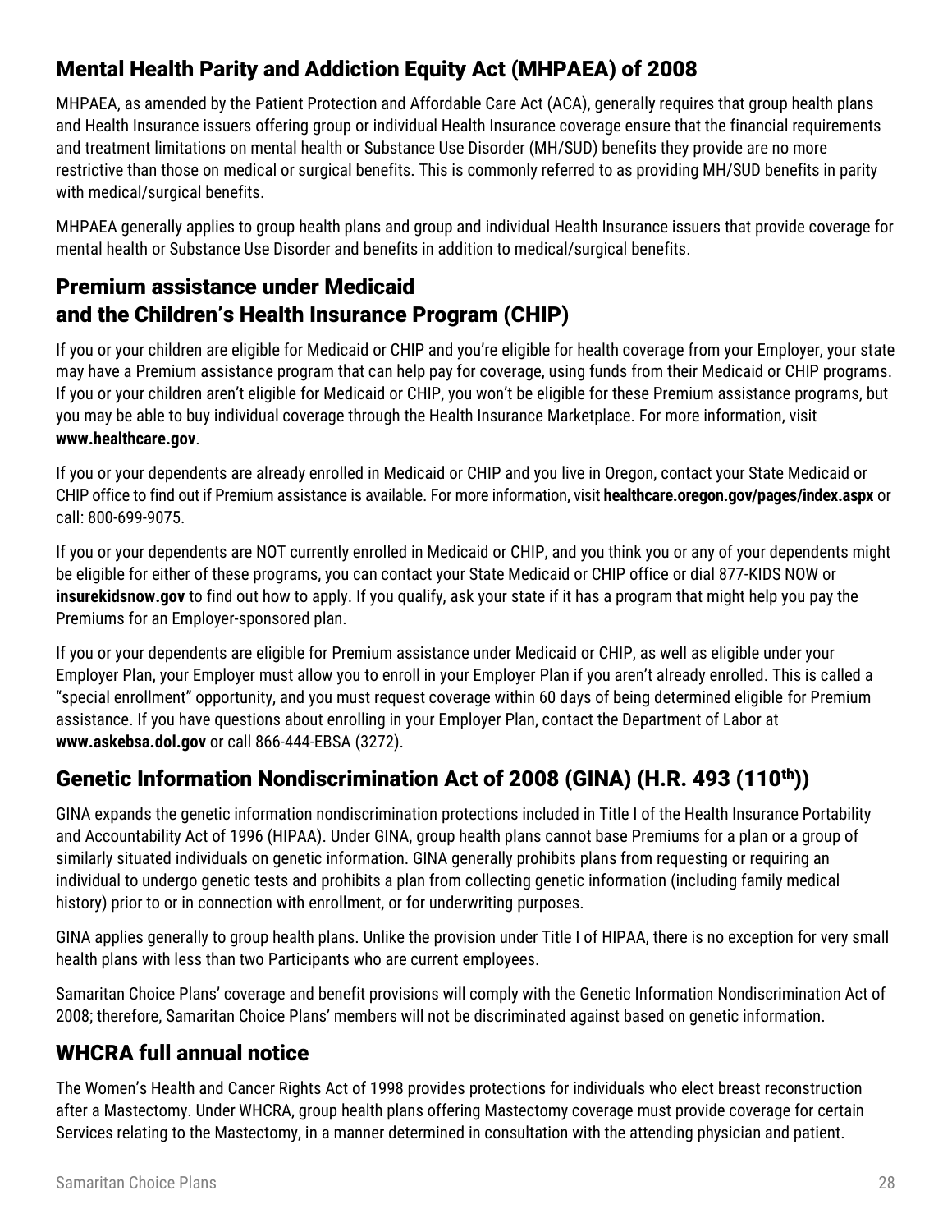## Mental Health Parity and Addiction Equity Act (MHPAEA) of 2008

MHPAEA, as amended by the Patient Protection and Affordable Care Act (ACA), generally requires that group health plans and Health Insurance issuers offering group or individual Health Insurance coverage ensure that the financial requirements and treatment limitations on mental health or Substance Use Disorder (MH/SUD) benefits they provide are no more restrictive than those on medical or surgical benefits. This is commonly referred to as providing MH/SUD benefits in parity with medical/surgical benefits.

MHPAEA generally applies to group health plans and group and individual Health Insurance issuers that provide coverage for mental health or Substance Use Disorder and benefits in addition to medical/surgical benefits.

## Premium assistance under Medicaid and the Children's Health Insurance Program (CHIP)

If you or your children are eligible for Medicaid or CHIP and you're eligible for health coverage from your Employer, your state may have a Premium assistance program that can help pay for coverage, using funds from their Medicaid or CHIP programs. If you or your children aren't eligible for Medicaid or CHIP, you won't be eligible for these Premium assistance programs, but you may be able to buy individual coverage through the Health Insurance Marketplace. For more information, visit **www.healthcare.gov**.

If you or your dependents are already enrolled in Medicaid or CHIP and you live in Oregon, contact your State Medicaid or CHIP office to find out if Premium assistance is available. For more information, visit **healthcare.oregon.gov/pages/index.aspx** or call: 800-699-9075.

If you or your dependents are NOT currently enrolled in Medicaid or CHIP, and you think you or any of your dependents might be eligible for either of these programs, you can contact your State Medicaid or CHIP office or dial 877-KIDS NOW or **insurekidsnow.gov** to find out how to apply. If you qualify, ask your state if it has a program that might help you pay the Premiums for an Employer-sponsored plan.

If you or your dependents are eligible for Premium assistance under Medicaid or CHIP, as well as eligible under your Employer Plan, your Employer must allow you to enroll in your Employer Plan if you aren't already enrolled. This is called a "special enrollment" opportunity, and you must request coverage within 60 days of being determined eligible for Premium assistance. If you have questions about enrolling in your Employer Plan, contact the Department of Labor at **www.askebsa.dol.gov** or call 866-444-EBSA (3272).

## Genetic Information Nondiscrimination Act of 2008 (GINA) (H.R. 493 (110th))

GINA expands the genetic information nondiscrimination protections included in Title I of the Health Insurance Portability and Accountability Act of 1996 (HIPAA). Under GINA, group health plans cannot base Premiums for a plan or a group of similarly situated individuals on genetic information. GINA generally prohibits plans from requesting or requiring an individual to undergo genetic tests and prohibits a plan from collecting genetic information (including family medical history) prior to or in connection with enrollment, or for underwriting purposes.

GINA applies generally to group health plans. Unlike the provision under Title I of HIPAA, there is no exception for very small health plans with less than two Participants who are current employees.

Samaritan Choice Plans' coverage and benefit provisions will comply with the Genetic Information Nondiscrimination Act of 2008; therefore, Samaritan Choice Plans' members will not be discriminated against based on genetic information.

## WHCRA full annual notice

The Women's Health and Cancer Rights Act of 1998 provides protections for individuals who elect breast reconstruction after a Mastectomy. Under WHCRA, group health plans offering Mastectomy coverage must provide coverage for certain Services relating to the Mastectomy, in a manner determined in consultation with the attending physician and patient.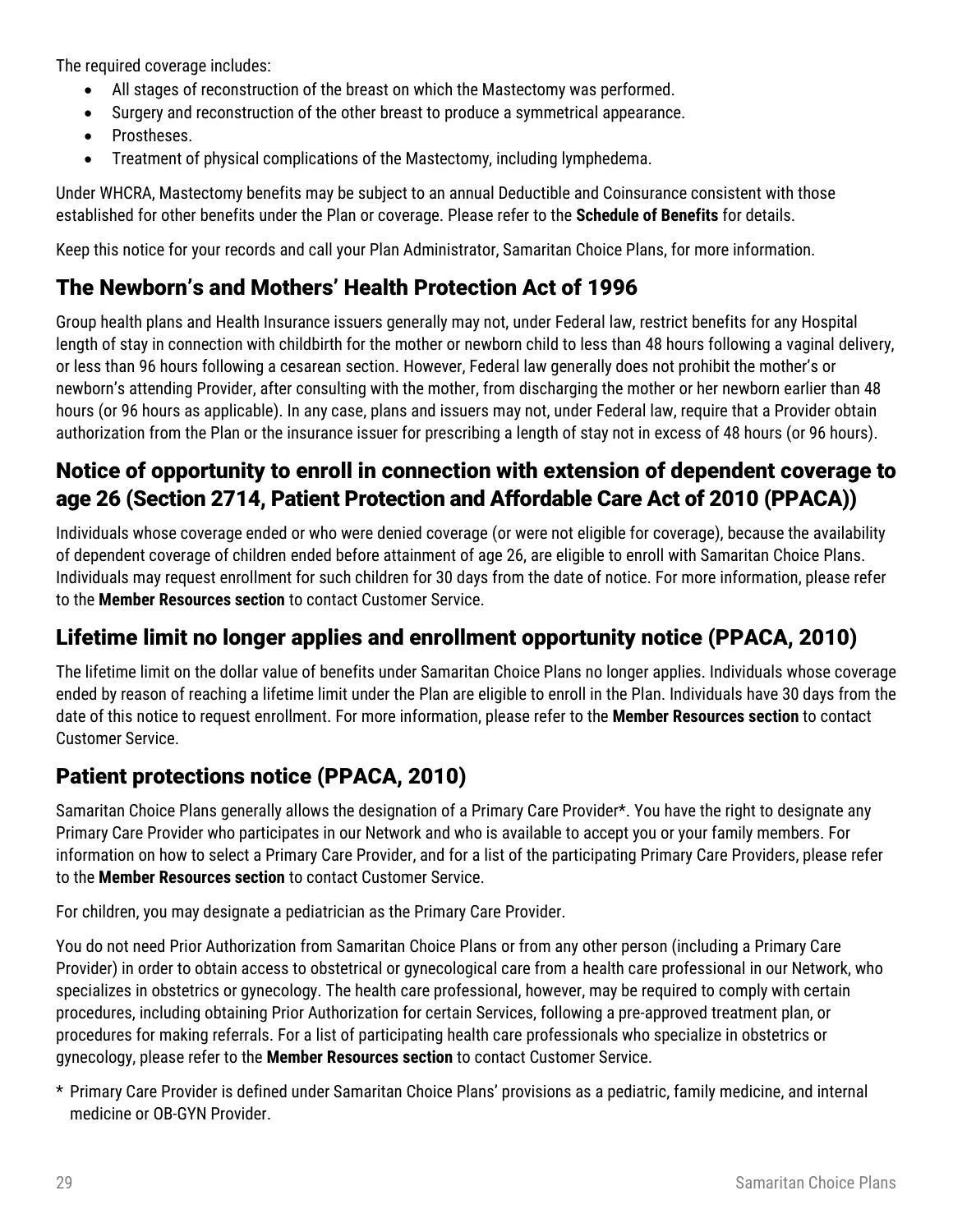The required coverage includes:

- All stages of reconstruction of the breast on which the Mastectomy was performed.
- Surgery and reconstruction of the other breast to produce a symmetrical appearance.
- Prostheses.
- Treatment of physical complications of the Mastectomy, including lymphedema.

Under WHCRA, Mastectomy benefits may be subject to an annual Deductible and Coinsurance consistent with those established for other benefits under the Plan or coverage. Please refer to the **Schedule of Benefits** for details.

Keep this notice for your records and call your Plan Administrator, Samaritan Choice Plans, for more information.

## The Newborn's and Mothers' Health Protection Act of 1996

Group health plans and Health Insurance issuers generally may not, under Federal law, restrict benefits for any Hospital length of stay in connection with childbirth for the mother or newborn child to less than 48 hours following a vaginal delivery, or less than 96 hours following a cesarean section. However, Federal law generally does not prohibit the mother's or newborn's attending Provider, after consulting with the mother, from discharging the mother or her newborn earlier than 48 hours (or 96 hours as applicable). In any case, plans and issuers may not, under Federal law, require that a Provider obtain authorization from the Plan or the insurance issuer for prescribing a length of stay not in excess of 48 hours (or 96 hours).

## Notice of opportunity to enroll in connection with extension of dependent coverage to age 26 (Section 2714, Patient Protection and Affordable Care Act of 2010 (PPACA))

Individuals whose coverage ended or who were denied coverage (or were not eligible for coverage), because the availability of dependent coverage of children ended before attainment of age 26, are eligible to enroll with Samaritan Choice Plans. Individuals may request enrollment for such children for 30 days from the date of notice. For more information, please refer to the **Member Resources section** to contact Customer Service.

## Lifetime limit no longer applies and enrollment opportunity notice (PPACA, 2010)

The lifetime limit on the dollar value of benefits under Samaritan Choice Plans no longer applies. Individuals whose coverage ended by reason of reaching a lifetime limit under the Plan are eligible to enroll in the Plan. Individuals have 30 days from the date of this notice to request enrollment. For more information, please refer to the **Member Resources section** to contact Customer Service.

## Patient protections notice (PPACA, 2010)

Samaritan Choice Plans generally allows the designation of a Primary Care Provider*. You have the right to designate any Primary Care Provider who participates in our Network and who is available to accept you or your family members. For information on how to select a Primary Care Provider, and for a list of the participating Primary Care Providers, please refer to the **Member Resources section** to contact Customer Service.

For children, you may designate a pediatrician as the Primary Care Provider.

You do not need Prior Authorization from Samaritan Choice Plans or from any other person (including a Primary Care Provider) in order to obtain access to obstetrical or gynecological care from a health care professional in our Network, who specializes in obstetrics or gynecology. The health care professional, however, may be required to comply with certain procedures, including obtaining Prior Authorization for certain Services, following a pre-approved treatment plan, or procedures for making referrals. For a list of participating health care professionals who specialize in obstetrics or gynecology, please refer to the **Member Resources section** to contact Customer Service.

\* Primary Care Provider is defined under Samaritan Choice Plans' provisions as a pediatric, family medicine, and internal medicine or OB-GYN Provider.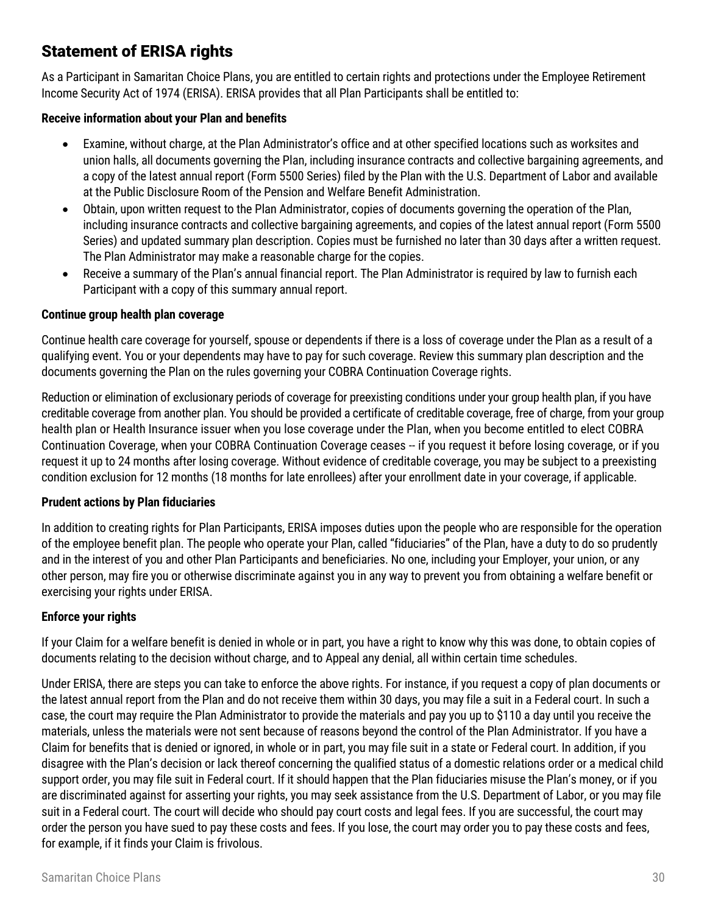## Statement of ERISA rights

As a Participant in Samaritan Choice Plans, you are entitled to certain rights and protections under the Employee Retirement Income Security Act of 1974 (ERISA). ERISA provides that all Plan Participants shall be entitled to:

**Receive information about your Plan and benefits**

- Examine, without charge, at the Plan Administrator's office and at other specified locations such as worksites and union halls, all documents governing the Plan, including insurance contracts and collective bargaining agreements, and a copy of the latest annual report (Form 5500 Series) filed by the Plan with the U.S. Department of Labor and available at the Public Disclosure Room of the Pension and Welfare Benefit Administration.
- Obtain, upon written request to the Plan Administrator, copies of documents governing the operation of the Plan, including insurance contracts and collective bargaining agreements, and copies of the latest annual report (Form 5500 Series) and updated summary plan description. Copies must be furnished no later than 30 days after a written request. The Plan Administrator may make a reasonable charge for the copies.
- Receive a summary of the Plan's annual financial report. The Plan Administrator is required by law to furnish each Participant with a copy of this summary annual report.

**Continue group health plan coverage**

Continue health care coverage for yourself, spouse or dependents if there is a loss of coverage under the Plan as a result of a qualifying event. You or your dependents may have to pay for such coverage. Review this summary plan description and the documents governing the Plan on the rules governing your COBRA Continuation Coverage rights.

Reduction or elimination of exclusionary periods of coverage for preexisting conditions under your group health plan, if you have creditable coverage from another plan. You should be provided a certificate of creditable coverage, free of charge, from your group health plan or Health Insurance issuer when you lose coverage under the Plan, when you become entitled to elect COBRA Continuation Coverage, when your COBRA Continuation Coverage ceases -- if you request it before losing coverage, or if you request it up to 24 months after losing coverage. Without evidence of creditable coverage, you may be subject to a preexisting condition exclusion for 12 months (18 months for late enrollees) after your enrollment date in your coverage, if applicable.

**Prudent actions by Plan fiduciaries**

In addition to creating rights for Plan Participants, ERISA imposes duties upon the people who are responsible for the operation of the employee benefit plan. The people who operate your Plan, called "fiduciaries" of the Plan, have a duty to do so prudently and in the interest of you and other Plan Participants and beneficiaries. No one, including your Employer, your union, or any other person, may fire you or otherwise discriminate against you in any way to prevent you from obtaining a welfare benefit or exercising your rights under ERISA.

**Enforce your rights**

If your Claim for a welfare benefit is denied in whole or in part, you have a right to know why this was done, to obtain copies of documents relating to the decision without charge, and to Appeal any denial, all within certain time schedules.

Under ERISA, there are steps you can take to enforce the above rights. For instance, if you request a copy of plan documents or the latest annual report from the Plan and do not receive them within 30 days, you may file a suit in a Federal court. In such a case, the court may require the Plan Administrator to provide the materials and pay you up to $110 a day until you receive the materials, unless the materials were not sent because of reasons beyond the control of the Plan Administrator. If you have a Claim for benefits that is denied or ignored, in whole or in part, you may file suit in a state or Federal court. In addition, if you disagree with the Plan's decision or lack thereof concerning the qualified status of a domestic relations order or a medical child support order, you may file suit in Federal court. If it should happen that the Plan fiduciaries misuse the Plan's money, or if you are discriminated against for asserting your rights, you may seek assistance from the U.S. Department of Labor, or you may file suit in a Federal court. The court will decide who should pay court costs and legal fees. If you are successful, the court may order the person you have sued to pay these costs and fees. If you lose, the court may order you to pay these costs and fees, for example, if it finds your Claim is frivolous.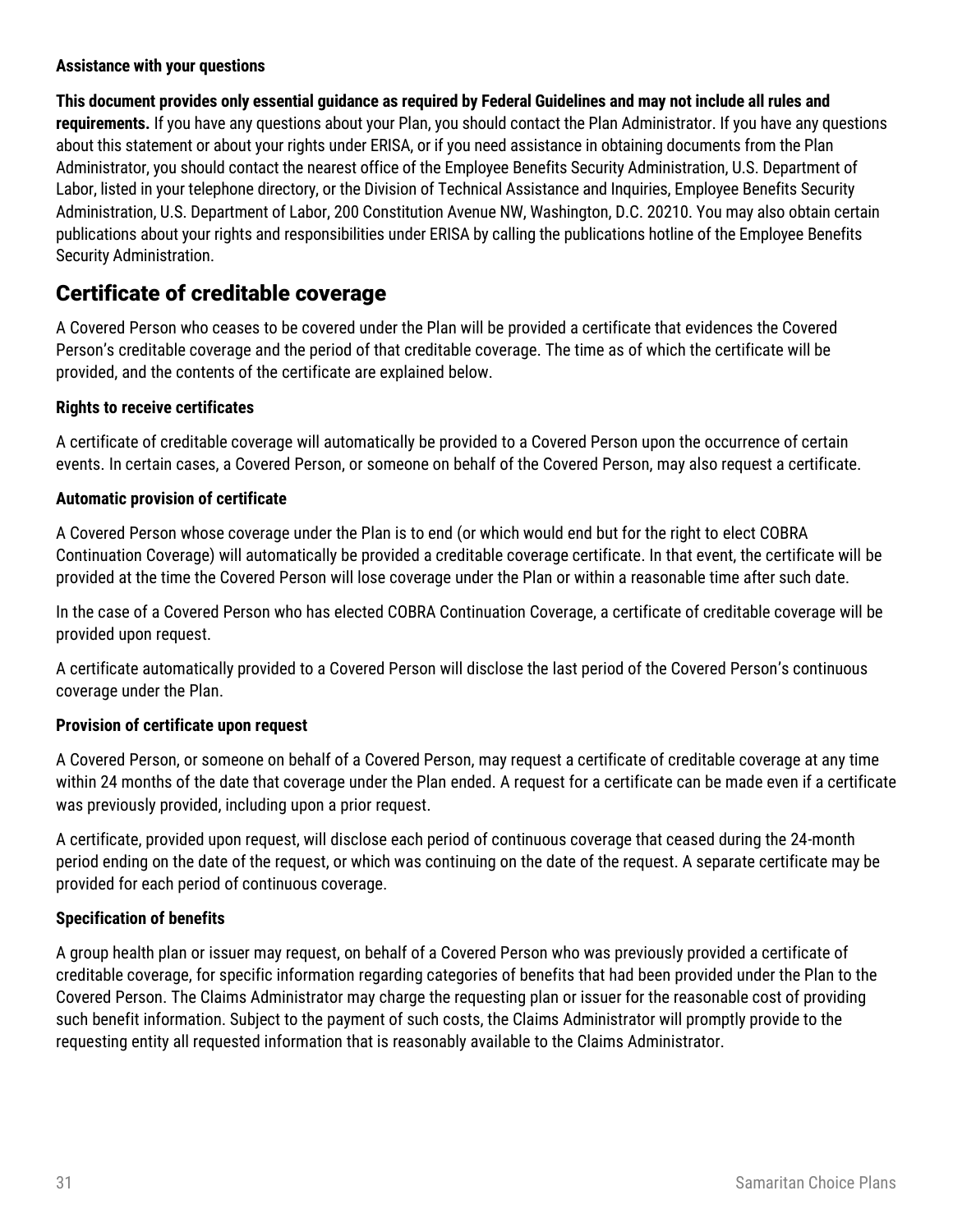**Assistance with your questions**

**This document provides only essential guidance as required by Federal Guidelines and may not include all rules and requirements.** If you have any questions about your Plan, you should contact the Plan Administrator. If you have any questions about this statement or about your rights under ERISA, or if you need assistance in obtaining documents from the Plan Administrator, you should contact the nearest office of the Employee Benefits Security Administration, U.S. Department of Labor, listed in your telephone directory, or the Division of Technical Assistance and Inquiries, Employee Benefits Security Administration, U.S. Department of Labor, 200 Constitution Avenue NW, Washington, D.C. 20210. You may also obtain certain publications about your rights and responsibilities under ERISA by calling the publications hotline of the Employee Benefits Security Administration.

## Certificate of creditable coverage

A Covered Person who ceases to be covered under the Plan will be provided a certificate that evidences the Covered Person's creditable coverage and the period of that creditable coverage. The time as of which the certificate will be provided, and the contents of the certificate are explained below.

**Rights to receive certificates**

A certificate of creditable coverage will automatically be provided to a Covered Person upon the occurrence of certain events. In certain cases, a Covered Person, or someone on behalf of the Covered Person, may also request a certificate.

**Automatic provision of certificate**

A Covered Person whose coverage under the Plan is to end (or which would end but for the right to elect COBRA Continuation Coverage) will automatically be provided a creditable coverage certificate. In that event, the certificate will be provided at the time the Covered Person will lose coverage under the Plan or within a reasonable time after such date.

In the case of a Covered Person who has elected COBRA Continuation Coverage, a certificate of creditable coverage will be provided upon request.

A certificate automatically provided to a Covered Person will disclose the last period of the Covered Person's continuous coverage under the Plan.

**Provision of certificate upon request**

A Covered Person, or someone on behalf of a Covered Person, may request a certificate of creditable coverage at any time within 24 months of the date that coverage under the Plan ended. A request for a certificate can be made even if a certificate was previously provided, including upon a prior request.

A certificate, provided upon request, will disclose each period of continuous coverage that ceased during the 24-month period ending on the date of the request, or which was continuing on the date of the request. A separate certificate may be provided for each period of continuous coverage.

**Specification of benefits**

A group health plan or issuer may request, on behalf of a Covered Person who was previously provided a certificate of creditable coverage, for specific information regarding categories of benefits that had been provided under the Plan to the Covered Person. The Claims Administrator may charge the requesting plan or issuer for the reasonable cost of providing such benefit information. Subject to the payment of such costs, the Claims Administrator will promptly provide to the requesting entity all requested information that is reasonably available to the Claims Administrator.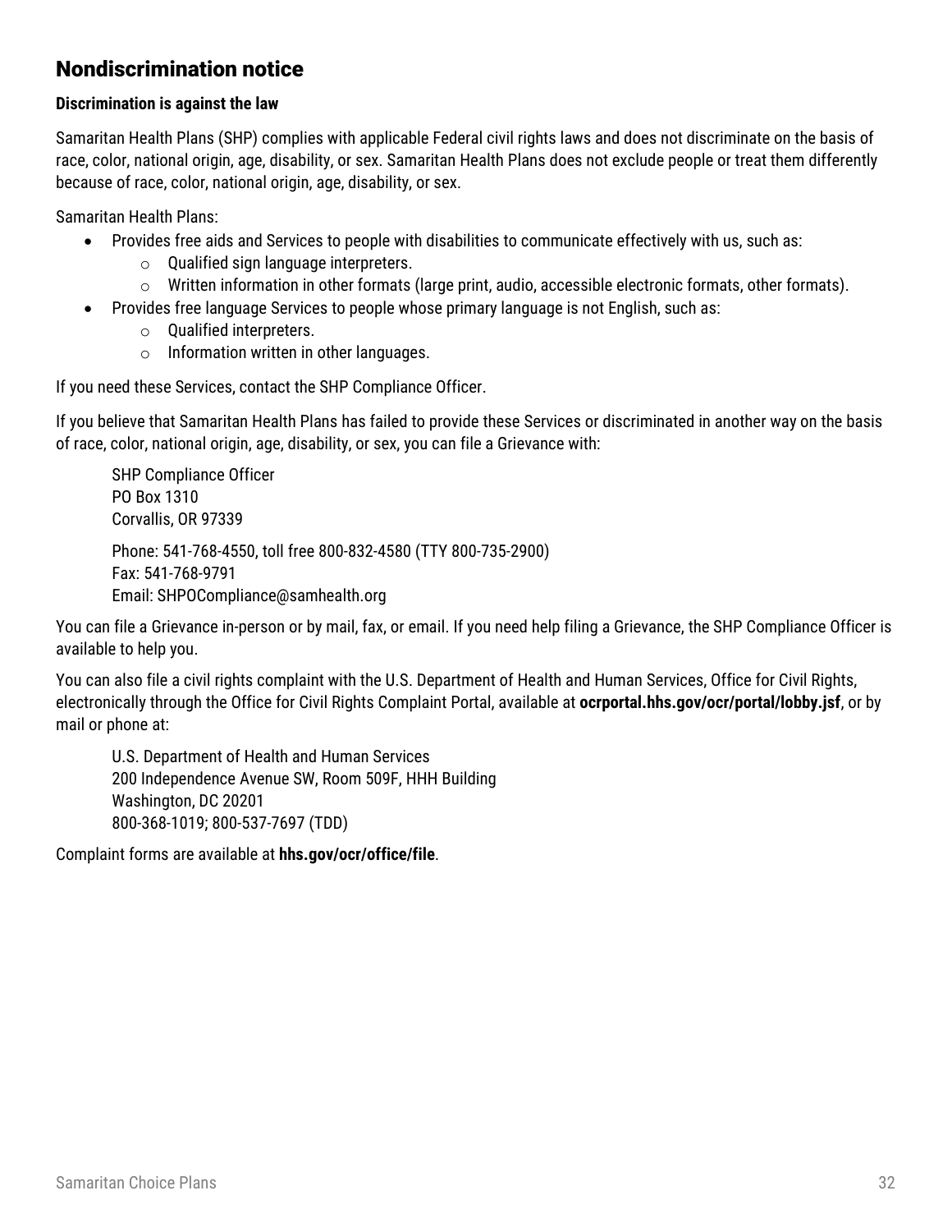## Nondiscrimination notice

**Discrimination is against the law**

Samaritan Health Plans (SHP) complies with applicable Federal civil rights laws and does not discriminate on the basis of race, color, national origin, age, disability, or sex. Samaritan Health Plans does not exclude people or treat them differently because of race, color, national origin, age, disability, or sex.

Samaritan Health Plans:

- Provides free aids and Services to people with disabilities to communicate effectively with us, such as:
  - Qualified sign language interpreters.
  - Written information in other formats (large print, audio, accessible electronic formats, other formats).
- Provides free language Services to people whose primary language is not English, such as:
  - Qualified interpreters.
  - Information written in other languages.

If you need these Services, contact the SHP Compliance Officer.

If you believe that Samaritan Health Plans has failed to provide these Services or discriminated in another way on the basis of race, color, national origin, age, disability, or sex, you can file a Grievance with:

> SHP Compliance Officer
> PO Box 1310
> Corvallis, OR 97339
>
> Phone: 541-768-4550, toll free 800-832-4580 (TTY 800-735-2900)
> Fax: 541-768-9791
> Email: SHPOCompliance@samhealth.org

You can file a Grievance in-person or by mail, fax, or email. If you need help filing a Grievance, the SHP Compliance Officer is available to help you.

You can also file a civil rights complaint with the U.S. Department of Health and Human Services, Office for Civil Rights, electronically through the Office for Civil Rights Complaint Portal, available at **ocrportal.hhs.gov/ocr/portal/lobby.jsf**, or by mail or phone at:

> U.S. Department of Health and Human Services
> 200 Independence Avenue SW, Room 509F, HHH Building
> Washington, DC 20201
> 800-368-1019; 800-537-7697 (TDD)

Complaint forms are available at **hhs.gov/ocr/office/file**.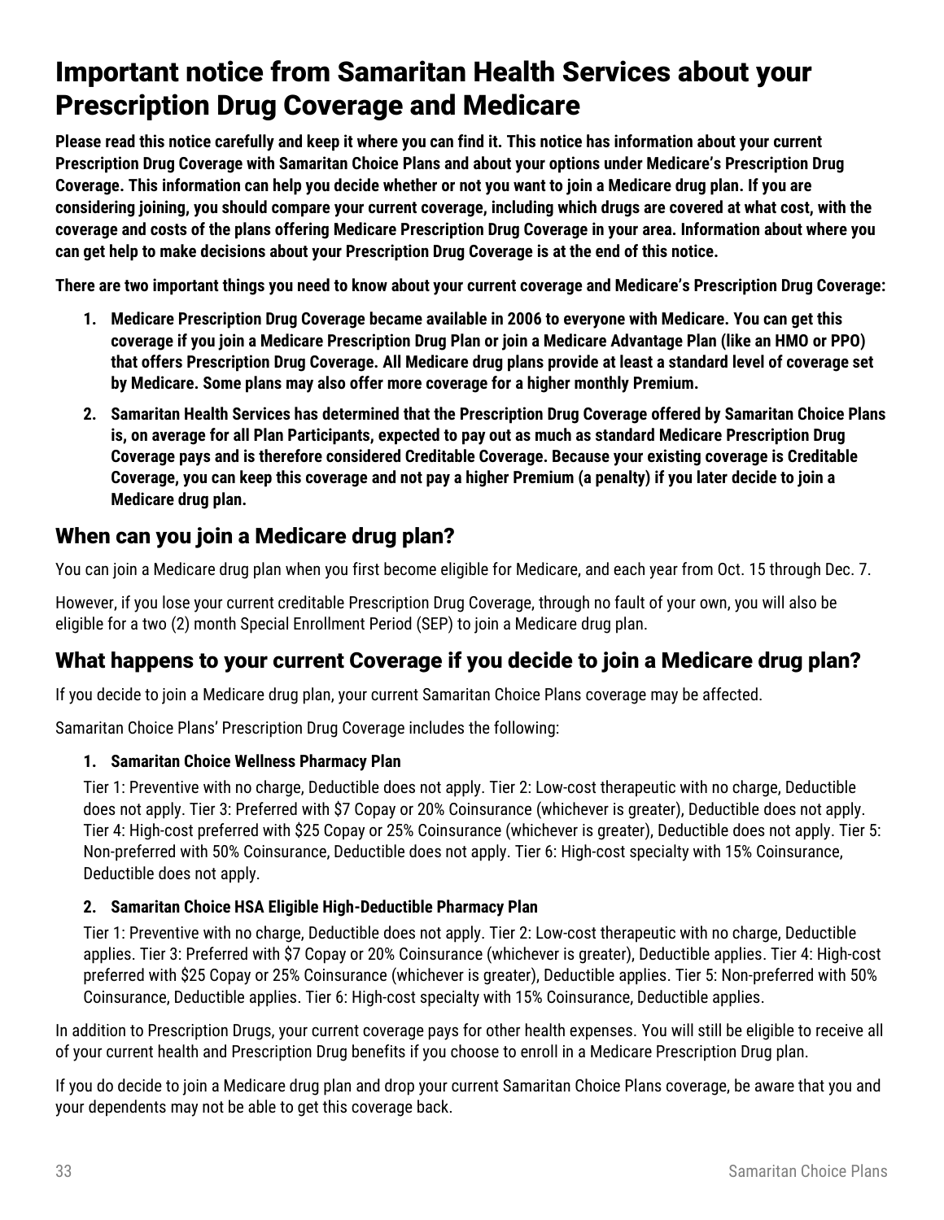# Important notice from Samaritan Health Services about your Prescription Drug Coverage and Medicare

**Please read this notice carefully and keep it where you can find it. This notice has information about your current Prescription Drug Coverage with Samaritan Choice Plans and about your options under Medicare's Prescription Drug Coverage. This information can help you decide whether or not you want to join a Medicare drug plan. If you are considering joining, you should compare your current coverage, including which drugs are covered at what cost, with the coverage and costs of the plans offering Medicare Prescription Drug Coverage in your area. Information about where you can get help to make decisions about your Prescription Drug Coverage is at the end of this notice.**

**There are two important things you need to know about your current coverage and Medicare's Prescription Drug Coverage:**

1. **Medicare Prescription Drug Coverage became available in 2006 to everyone with Medicare. You can get this coverage if you join a Medicare Prescription Drug Plan or join a Medicare Advantage Plan (like an HMO or PPO) that offers Prescription Drug Coverage. All Medicare drug plans provide at least a standard level of coverage set by Medicare. Some plans may also offer more coverage for a higher monthly Premium.**
2. **Samaritan Health Services has determined that the Prescription Drug Coverage offered by Samaritan Choice Plans is, on average for all Plan Participants, expected to pay out as much as standard Medicare Prescription Drug Coverage pays and is therefore considered Creditable Coverage. Because your existing coverage is Creditable Coverage, you can keep this coverage and not pay a higher Premium (a penalty) if you later decide to join a Medicare drug plan.**

## When can you join a Medicare drug plan?

You can join a Medicare drug plan when you first become eligible for Medicare, and each year from Oct. 15 through Dec. 7.

However, if you lose your current creditable Prescription Drug Coverage, through no fault of your own, you will also be eligible for a two (2) month Special Enrollment Period (SEP) to join a Medicare drug plan.

## What happens to your current Coverage if you decide to join a Medicare drug plan?

If you decide to join a Medicare drug plan, your current Samaritan Choice Plans coverage may be affected.

Samaritan Choice Plans' Prescription Drug Coverage includes the following:

1. **Samaritan Choice Wellness Pharmacy Plan**

   Tier 1: Preventive with no charge, Deductible does not apply. Tier 2: Low-cost therapeutic with no charge, Deductible does not apply. Tier 3: Preferred with $7 Copay or 20% Coinsurance (whichever is greater), Deductible does not apply. Tier 4: High-cost preferred with $25 Copay or 25% Coinsurance (whichever is greater), Deductible does not apply. Tier 5: Non-preferred with 50% Coinsurance, Deductible does not apply. Tier 6: High-cost specialty with 15% Coinsurance, Deductible does not apply.

2. **Samaritan Choice HSA Eligible High-Deductible Pharmacy Plan**

   Tier 1: Preventive with no charge, Deductible does not apply. Tier 2: Low-cost therapeutic with no charge, Deductible applies. Tier 3: Preferred with $7 Copay or 20% Coinsurance (whichever is greater), Deductible applies. Tier 4: High-cost preferred with $25 Copay or 25% Coinsurance (whichever is greater), Deductible applies. Tier 5: Non-preferred with 50% Coinsurance, Deductible applies. Tier 6: High-cost specialty with 15% Coinsurance, Deductible applies.

In addition to Prescription Drugs, your current coverage pays for other health expenses. You will still be eligible to receive all of your current health and Prescription Drug benefits if you choose to enroll in a Medicare Prescription Drug plan.

If you do decide to join a Medicare drug plan and drop your current Samaritan Choice Plans coverage, be aware that you and your dependents may not be able to get this coverage back.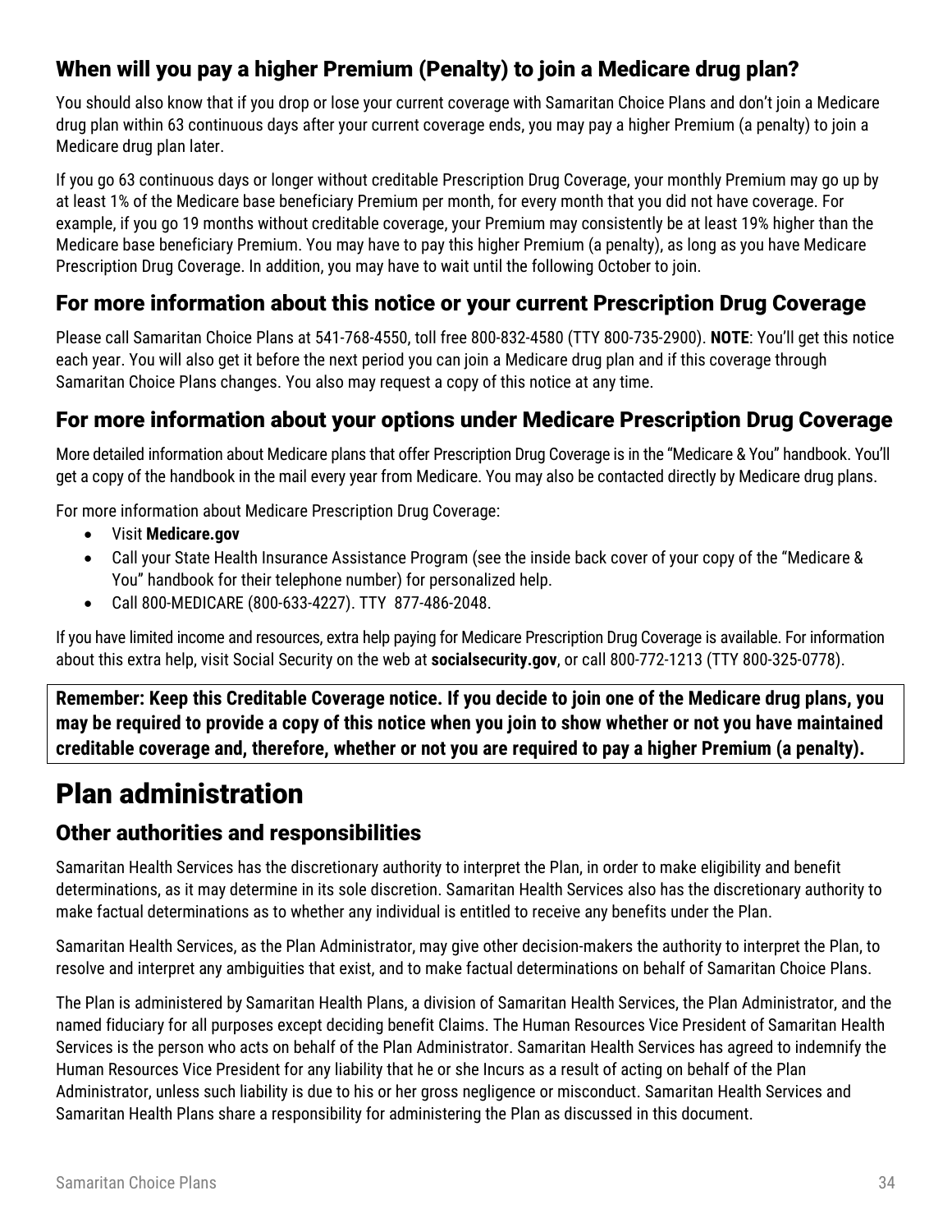## When will you pay a higher Premium (Penalty) to join a Medicare drug plan?

You should also know that if you drop or lose your current coverage with Samaritan Choice Plans and don't join a Medicare drug plan within 63 continuous days after your current coverage ends, you may pay a higher Premium (a penalty) to join a Medicare drug plan later.

If you go 63 continuous days or longer without creditable Prescription Drug Coverage, your monthly Premium may go up by at least 1% of the Medicare base beneficiary Premium per month, for every month that you did not have coverage. For example, if you go 19 months without creditable coverage, your Premium may consistently be at least 19% higher than the Medicare base beneficiary Premium. You may have to pay this higher Premium (a penalty), as long as you have Medicare Prescription Drug Coverage. In addition, you may have to wait until the following October to join.

## For more information about this notice or your current Prescription Drug Coverage

Please call Samaritan Choice Plans at 541-768-4550, toll free 800-832-4580 (TTY 800-735-2900). **NOTE**: You'll get this notice each year. You will also get it before the next period you can join a Medicare drug plan and if this coverage through Samaritan Choice Plans changes. You also may request a copy of this notice at any time.

## For more information about your options under Medicare Prescription Drug Coverage

More detailed information about Medicare plans that offer Prescription Drug Coverage is in the "Medicare & You" handbook. You'll get a copy of the handbook in the mail every year from Medicare. You may also be contacted directly by Medicare drug plans.

For more information about Medicare Prescription Drug Coverage:

- Visit **Medicare.gov**
- Call your State Health Insurance Assistance Program (see the inside back cover of your copy of the "Medicare & You" handbook for their telephone number) for personalized help.
- Call 800-MEDICARE (800-633-4227). TTY 877-486-2048.

If you have limited income and resources, extra help paying for Medicare Prescription Drug Coverage is available. For information about this extra help, visit Social Security on the web at **socialsecurity.gov**, or call 800-772-1213 (TTY 800-325-0778).

**Remember: Keep this Creditable Coverage notice. If you decide to join one of the Medicare drug plans, you may be required to provide a copy of this notice when you join to show whether or not you have maintained creditable coverage and, therefore, whether or not you are required to pay a higher Premium (a penalty).**

# Plan administration

## Other authorities and responsibilities

Samaritan Health Services has the discretionary authority to interpret the Plan, in order to make eligibility and benefit determinations, as it may determine in its sole discretion. Samaritan Health Services also has the discretionary authority to make factual determinations as to whether any individual is entitled to receive any benefits under the Plan.

Samaritan Health Services, as the Plan Administrator, may give other decision-makers the authority to interpret the Plan, to resolve and interpret any ambiguities that exist, and to make factual determinations on behalf of Samaritan Choice Plans.

The Plan is administered by Samaritan Health Plans, a division of Samaritan Health Services, the Plan Administrator, and the named fiduciary for all purposes except deciding benefit Claims. The Human Resources Vice President of Samaritan Health Services is the person who acts on behalf of the Plan Administrator. Samaritan Health Services has agreed to indemnify the Human Resources Vice President for any liability that he or she Incurs as a result of acting on behalf of the Plan Administrator, unless such liability is due to his or her gross negligence or misconduct. Samaritan Health Services and Samaritan Health Plans share a responsibility for administering the Plan as discussed in this document.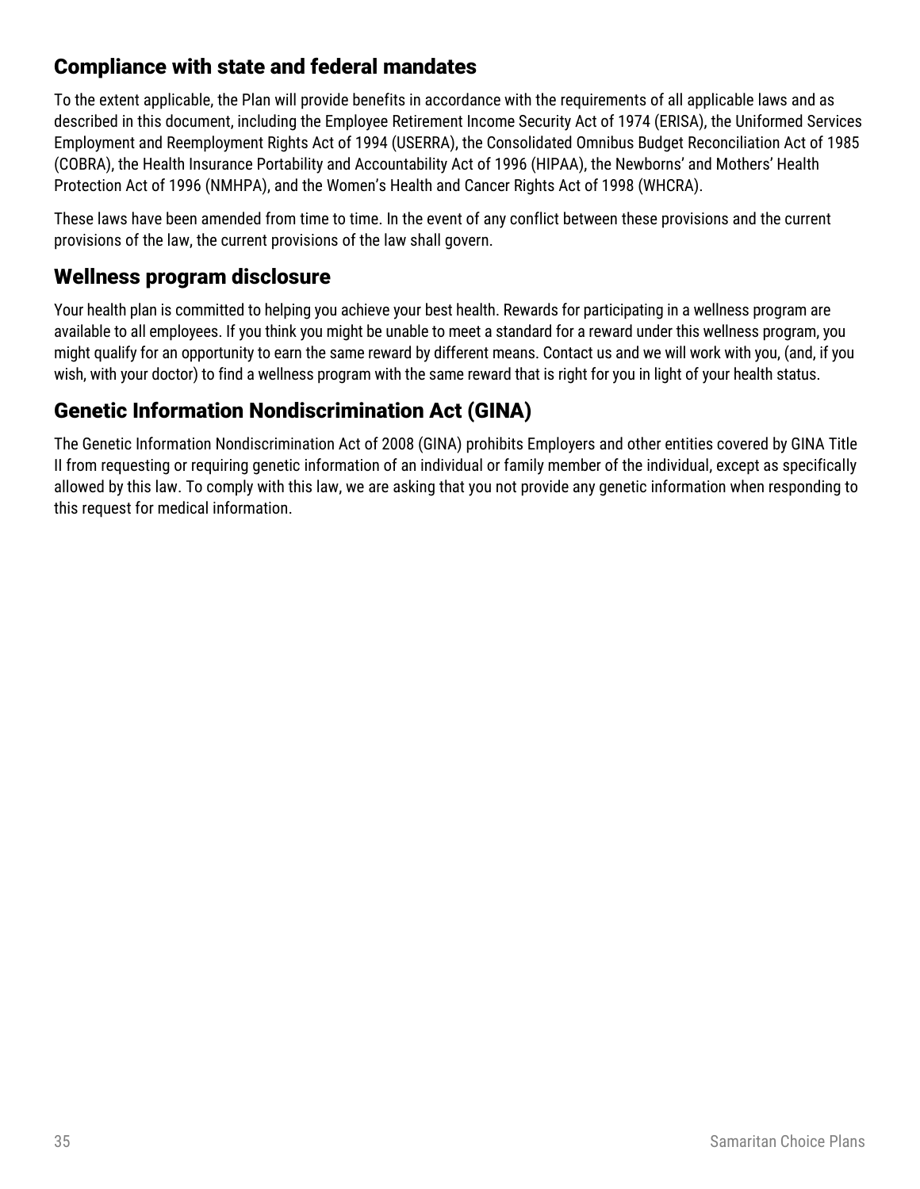## Compliance with state and federal mandates

To the extent applicable, the Plan will provide benefits in accordance with the requirements of all applicable laws and as described in this document, including the Employee Retirement Income Security Act of 1974 (ERISA), the Uniformed Services Employment and Reemployment Rights Act of 1994 (USERRA), the Consolidated Omnibus Budget Reconciliation Act of 1985 (COBRA), the Health Insurance Portability and Accountability Act of 1996 (HIPAA), the Newborns' and Mothers' Health Protection Act of 1996 (NMHPA), and the Women's Health and Cancer Rights Act of 1998 (WHCRA).

These laws have been amended from time to time. In the event of any conflict between these provisions and the current provisions of the law, the current provisions of the law shall govern.

## Wellness program disclosure

Your health plan is committed to helping you achieve your best health. Rewards for participating in a wellness program are available to all employees. If you think you might be unable to meet a standard for a reward under this wellness program, you might qualify for an opportunity to earn the same reward by different means. Contact us and we will work with you, (and, if you wish, with your doctor) to find a wellness program with the same reward that is right for you in light of your health status.

## Genetic Information Nondiscrimination Act (GINA)

The Genetic Information Nondiscrimination Act of 2008 (GINA) prohibits Employers and other entities covered by GINA Title II from requesting or requiring genetic information of an individual or family member of the individual, except as specifically allowed by this law. To comply with this law, we are asking that you not provide any genetic information when responding to this request for medical information.